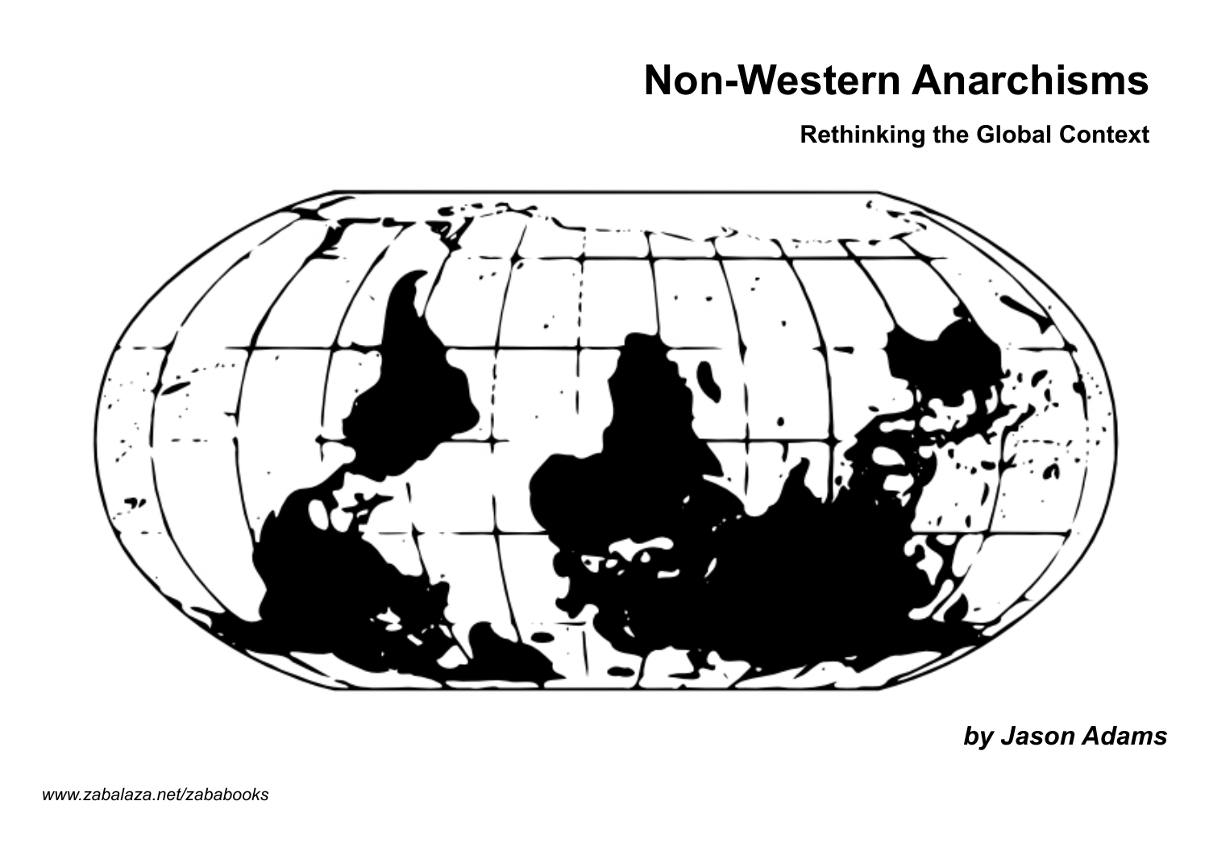# Non-Western Anarchisms

## Rethinking the Global Context

***by Jason Adams***

*www.zabalaza.net/zababooks*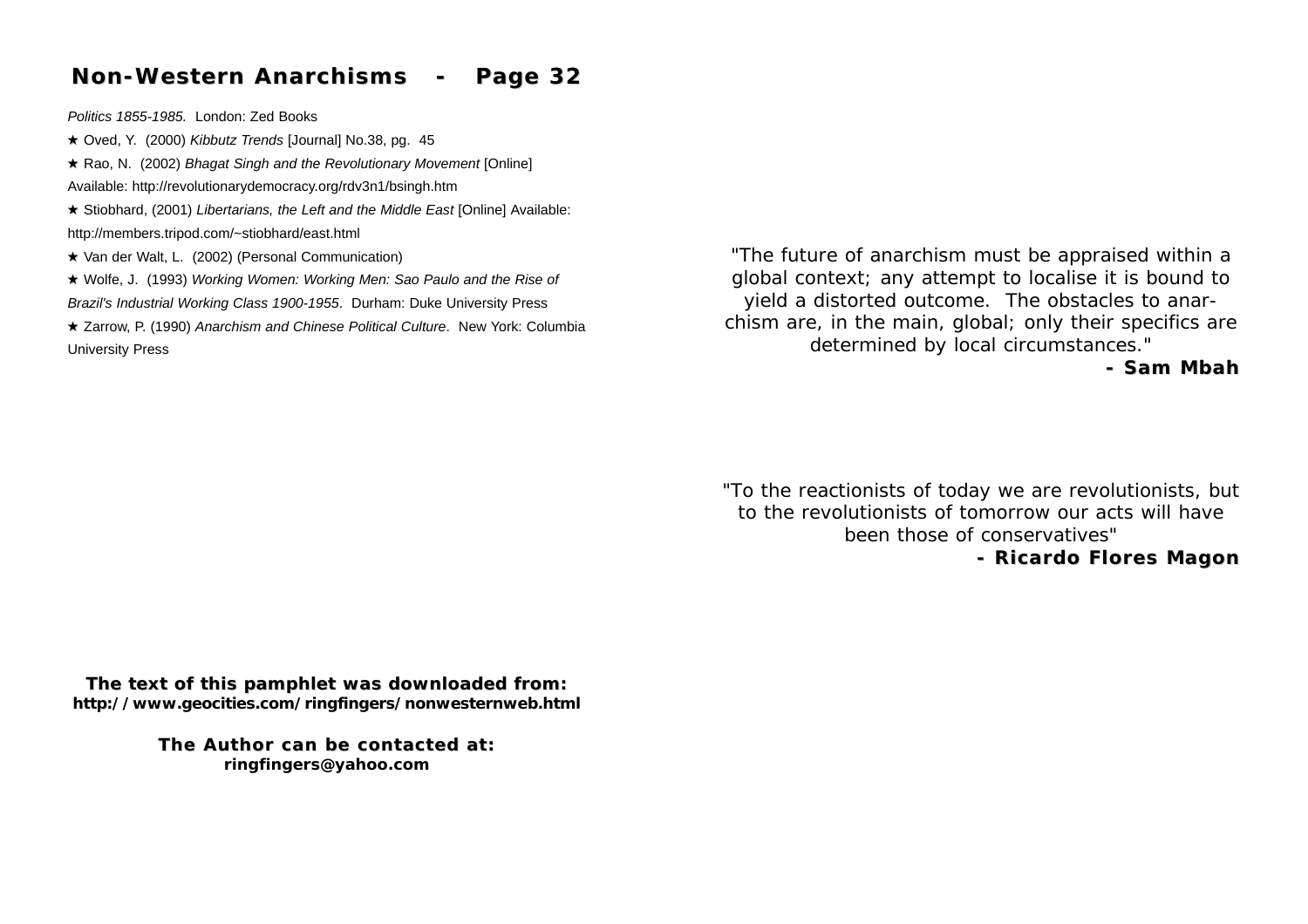*Politics 1855-1985.* London: Zed Books

★ Oved, Y. (2000) *Kibbutz Trends* [Journal] No.38, pg. 45

★ Rao, N. (2002) *Bhagat Singh and the Revolutionary Movement* [Online] Available: http://revolutionarydemocracy.org/rdv3n1/bsingh.htm

★ Stiobhard, (2001) *Libertarians, the Left and the Middle East* [Online] Available: http://members.tripod.com/~stiobhard/east.html

★ Van der Walt, L. (2002) (Personal Communication)

★ Wolfe, J. (1993) *Working Women: Working Men: Sao Paulo and the Rise of Brazil's Industrial Working Class 1900-1955*. Durham: Duke University Press

★ Zarrow, P. (1990) *Anarchism and Chinese Political Culture*. New York: Columbia University Press

"The future of anarchism must be appraised within a global context; any attempt to localise it is bound to yield a distorted outcome. The obstacles to anarchism are, in the main, global; only their specifics are determined by local circumstances."

**- Sam Mbah**

"To the reactionists of today we are revolutionists, but to the revolutionists of tomorrow our acts will have been those of conservatives"

**- Ricardo Flores Magon**

**The text of this pamphlet was downloaded from:**
**http://www.geocities.com/ringfingers/nonwesternweb.html**

**The Author can be contacted at:**
**ringfingers@yahoo.com**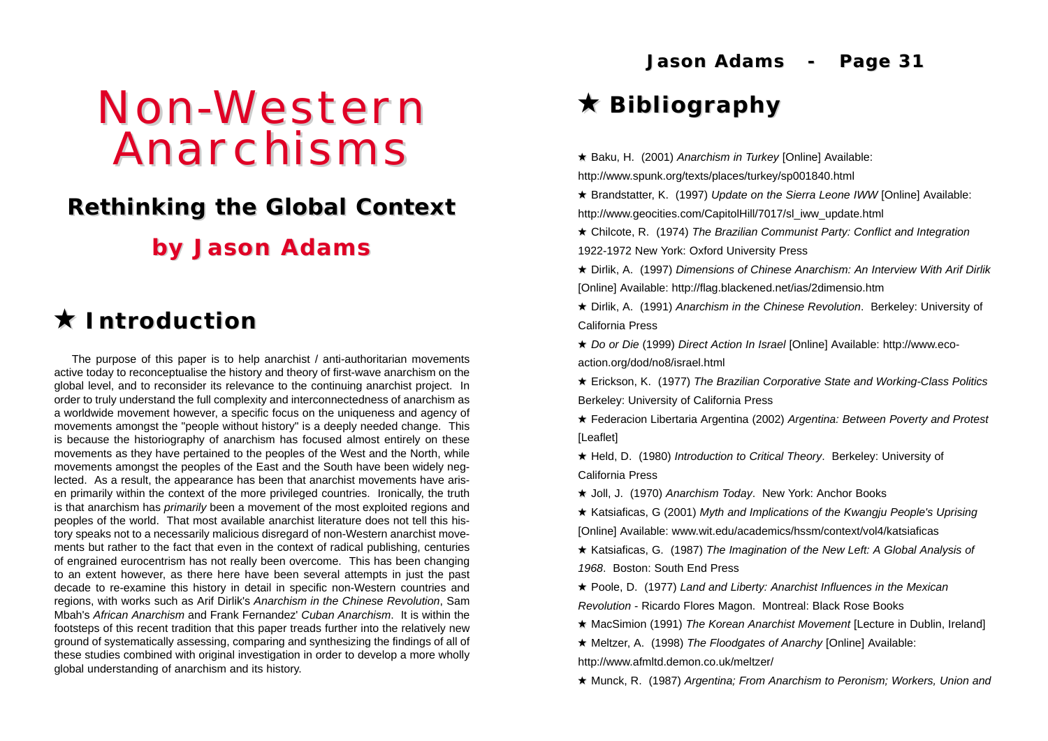# Non-Western Anarchisms

## Rethinking the Global Context

## by Jason Adams

## ★ Introduction

The purpose of this paper is to help anarchist / anti-authoritarian movements active today to reconceptualise the history and theory of first-wave anarchism on the global level, and to reconsider its relevance to the continuing anarchist project. In order to truly understand the full complexity and interconnectedness of anarchism as a worldwide movement however, a specific focus on the uniqueness and agency of movements amongst the "people without history" is a deeply needed change. This is because the historiography of anarchism has focused almost entirely on these movements as they have pertained to the peoples of the West and the North, while movements amongst the peoples of the East and the South have been widely neglected. As a result, the appearance has been that anarchist movements have arisen primarily within the context of the more privileged countries. Ironically, the truth is that anarchism has *primarily* been a movement of the most exploited regions and peoples of the world. That most available anarchist literature does not tell this history speaks not to a necessarily malicious disregard of non-Western anarchist movements but rather to the fact that even in the context of radical publishing, centuries of engrained eurocentrism has not really been overcome. This has been changing to an extent however, as there here have been several attempts in just the past decade to re-examine this history in detail in specific non-Western countries and regions, with works such as Arif Dirlik's *Anarchism in the Chinese Revolution*, Sam Mbah's *African Anarchism* and Frank Fernandez' *Cuban Anarchism*. It is within the footsteps of this recent tradition that this paper treads further into the relatively new ground of systematically assessing, comparing and synthesizing the findings of all of these studies combined with original investigation in order to develop a more wholly global understanding of anarchism and its history.

## ★ Bibliography

★ Baku, H. (2001) *Anarchism in Turkey* [Online] Available: http://www.spunk.org/texts/places/turkey/sp001840.html

★ Brandstatter, K. (1997) *Update on the Sierra Leone IWW* [Online] Available: http://www.geocities.com/CapitolHill/7017/sl_iww_update.html

★ Chilcote, R. (1974) *The Brazilian Communist Party: Conflict and Integration* 1922-1972 New York: Oxford University Press

★ Dirlik, A. (1997) *Dimensions of Chinese Anarchism: An Interview With Arif Dirlik* [Online] Available: http://flag.blackened.net/ias/2dimensio.htm

★ Dirlik, A. (1991) *Anarchism in the Chinese Revolution*. Berkeley: University of California Press

★ *Do or Die* (1999) *Direct Action In Israel* [Online] Available: http://www.eco-action.org/dod/no8/israel.html

★ Erickson, K. (1977) *The Brazilian Corporative State and Working-Class Politics* Berkeley: University of California Press

★ Federacion Libertaria Argentina (2002) *Argentina: Between Poverty and Protest* [Leaflet]

★ Held, D. (1980) *Introduction to Critical Theory*. Berkeley: University of California Press

★ Joll, J. (1970) *Anarchism Today*. New York: Anchor Books

★ Katsiaficas, G (2001) *Myth and Implications of the Kwangju People's Uprising* [Online] Available: www.wit.edu/academics/hssm/context/vol4/katsiaficas

★ Katsiaficas, G. (1987) *The Imagination of the New Left: A Global Analysis of 1968*. Boston: South End Press

★ Poole, D. (1977) *Land and Liberty: Anarchist Influences in the Mexican Revolution* - Ricardo Flores Magon. Montreal: Black Rose Books

★ MacSimion (1991) *The Korean Anarchist Movement* [Lecture in Dublin, Ireland]

★ Meltzer, A. (1998) *The Floodgates of Anarchy* [Online] Available: http://www.afmltd.demon.co.uk/meltzer/

★ Munck, R. (1987) *Argentina; From Anarchism to Peronism; Workers, Union and*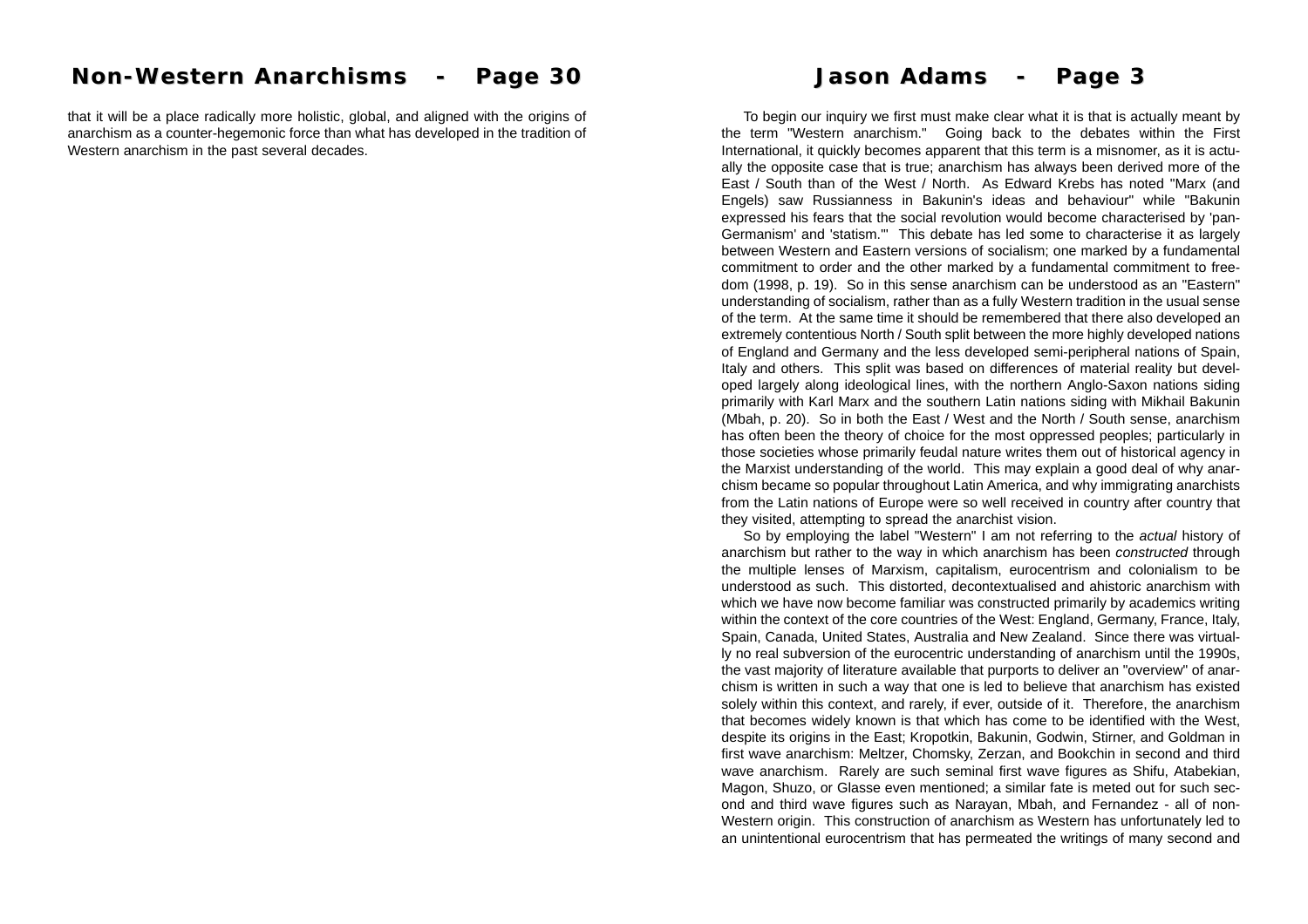that it will be a place radically more holistic, global, and aligned with the origins of anarchism as a counter-hegemonic force than what has developed in the tradition of Western anarchism in the past several decades.

To begin our inquiry we first must make clear what it is that is actually meant by the term "Western anarchism." Going back to the debates within the First International, it quickly becomes apparent that this term is a misnomer, as it is actually the opposite case that is true; anarchism has always been derived more of the East / South than of the West / North. As Edward Krebs has noted "Marx (and Engels) saw Russianness in Bakunin's ideas and behaviour" while "Bakunin expressed his fears that the social revolution would become characterised by 'pan-Germanism' and 'statism.'" This debate has led some to characterise it as largely between Western and Eastern versions of socialism; one marked by a fundamental commitment to order and the other marked by a fundamental commitment to freedom (1998, p. 19). So in this sense anarchism can be understood as an "Eastern" understanding of socialism, rather than as a fully Western tradition in the usual sense of the term. At the same time it should be remembered that there also developed an extremely contentious North / South split between the more highly developed nations of England and Germany and the less developed semi-peripheral nations of Spain, Italy and others. This split was based on differences of material reality but developed largely along ideological lines, with the northern Anglo-Saxon nations siding primarily with Karl Marx and the southern Latin nations siding with Mikhail Bakunin (Mbah, p. 20). So in both the East / West and the North / South sense, anarchism has often been the theory of choice for the most oppressed peoples; particularly in those societies whose primarily feudal nature writes them out of historical agency in the Marxist understanding of the world. This may explain a good deal of why anarchism became so popular throughout Latin America, and why immigrating anarchists from the Latin nations of Europe were so well received in country after country that they visited, attempting to spread the anarchist vision.

So by employing the label "Western" I am not referring to the *actual* history of anarchism but rather to the way in which anarchism has been *constructed* through the multiple lenses of Marxism, capitalism, eurocentrism and colonialism to be understood as such. This distorted, decontextualised and ahistoric anarchism with which we have now become familiar was constructed primarily by academics writing within the context of the core countries of the West: England, Germany, France, Italy, Spain, Canada, United States, Australia and New Zealand. Since there was virtually no real subversion of the eurocentric understanding of anarchism until the 1990s, the vast majority of literature available that purports to deliver an "overview" of anarchism is written in such a way that one is led to believe that anarchism has existed solely within this context, and rarely, if ever, outside of it. Therefore, the anarchism that becomes widely known is that which has come to be identified with the West, despite its origins in the East; Kropotkin, Bakunin, Godwin, Stirner, and Goldman in first wave anarchism: Meltzer, Chomsky, Zerzan, and Bookchin in second and third wave anarchism. Rarely are such seminal first wave figures as Shifu, Atabekian, Magon, Shuzo, or Glasse even mentioned; a similar fate is meted out for such second and third wave figures such as Narayan, Mbah, and Fernandez - all of non-Western origin. This construction of anarchism as Western has unfortunately led to an unintentional eurocentrism that has permeated the writings of many second and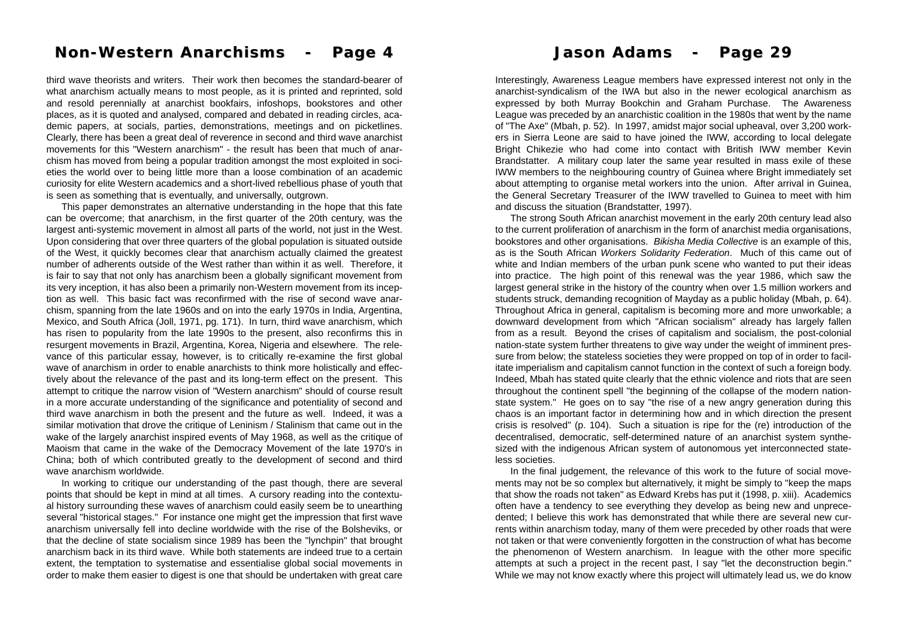third wave theorists and writers. Their work then becomes the standard-bearer of what anarchism actually means to most people, as it is printed and reprinted, sold and resold perennially at anarchist bookfairs, infoshops, bookstores and other places, as it is quoted and analysed, compared and debated in reading circles, academic papers, at socials, parties, demonstrations, meetings and on picketlines. Clearly, there has been a great deal of reverence in second and third wave anarchist movements for this "Western anarchism" - the result has been that much of anarchism has moved from being a popular tradition amongst the most exploited in societies the world over to being little more than a loose combination of an academic curiosity for elite Western academics and a short-lived rebellious phase of youth that is seen as something that is eventually, and universally, outgrown.

This paper demonstrates an alternative understanding in the hope that this fate can be overcome; that anarchism, in the first quarter of the 20th century, was the largest anti-systemic movement in almost all parts of the world, not just in the West. Upon considering that over three quarters of the global population is situated outside of the West, it quickly becomes clear that anarchism actually claimed the greatest number of adherents outside of the West rather than within it as well. Therefore, it is fair to say that not only has anarchism been a globally significant movement from its very inception, it has also been a primarily non-Western movement from its inception as well. This basic fact was reconfirmed with the rise of second wave anarchism, spanning from the late 1960s and on into the early 1970s in India, Argentina, Mexico, and South Africa (Joll, 1971, pg. 171). In turn, third wave anarchism, which has risen to popularity from the late 1990s to the present, also reconfirms this in resurgent movements in Brazil, Argentina, Korea, Nigeria and elsewhere. The relevance of this particular essay, however, is to critically re-examine the first global wave of anarchism in order to enable anarchists to think more holistically and effectively about the relevance of the past and its long-term effect on the present. This attempt to critique the narrow vision of "Western anarchism" should of course result in a more accurate understanding of the significance and potentiality of second and third wave anarchism in both the present and the future as well. Indeed, it was a similar motivation that drove the critique of Leninism / Stalinism that came out in the wake of the largely anarchist inspired events of May 1968, as well as the critique of Maoism that came in the wake of the Democracy Movement of the late 1970's in China; both of which contributed greatly to the development of second and third wave anarchism worldwide.

In working to critique our understanding of the past though, there are several points that should be kept in mind at all times. A cursory reading into the contextual history surrounding these waves of anarchism could easily seem be to unearthing several "historical stages." For instance one might get the impression that first wave anarchism universally fell into decline worldwide with the rise of the Bolsheviks, or that the decline of state socialism since 1989 has been the "lynchpin" that brought anarchism back in its third wave. While both statements are indeed true to a certain extent, the temptation to systematise and essentialise global social movements in order to make them easier to digest is one that should be undertaken with great care

Interestingly, Awareness League members have expressed interest not only in the anarchist-syndicalism of the IWA but also in the newer ecological anarchism as expressed by both Murray Bookchin and Graham Purchase. The Awareness League was preceded by an anarchistic coalition in the 1980s that went by the name of "The Axe" (Mbah, p. 52). In 1997, amidst major social upheaval, over 3,200 workers in Sierra Leone are said to have joined the IWW, according to local delegate Bright Chikezie who had come into contact with British IWW member Kevin Brandstatter. A military coup later the same year resulted in mass exile of these IWW members to the neighbouring country of Guinea where Bright immediately set about attempting to organise metal workers into the union. After arrival in Guinea, the General Secretary Treasurer of the IWW travelled to Guinea to meet with him and discuss the situation (Brandstatter, 1997).

The strong South African anarchist movement in the early 20th century lead also to the current proliferation of anarchism in the form of anarchist media organisations, bookstores and other organisations. *Bikisha Media Collective* is an example of this, as is the South African *Workers Solidarity Federation*. Much of this came out of white and Indian members of the urban punk scene who wanted to put their ideas into practice. The high point of this renewal was the year 1986, which saw the largest general strike in the history of the country when over 1.5 million workers and students struck, demanding recognition of Mayday as a public holiday (Mbah, p. 64). Throughout Africa in general, capitalism is becoming more and more unworkable; a downward development from which "African socialism" already has largely fallen from as a result. Beyond the crises of capitalism and socialism, the post-colonial nation-state system further threatens to give way under the weight of imminent pressure from below; the stateless societies they were propped on top of in order to facilitate imperialism and capitalism cannot function in the context of such a foreign body. Indeed, Mbah has stated quite clearly that the ethnic violence and riots that are seen throughout the continent spell "the beginning of the collapse of the modern nation-state system." He goes on to say "the rise of a new angry generation during this chaos is an important factor in determining how and in which direction the present crisis is resolved" (p. 104). Such a situation is ripe for the (re) introduction of the decentralised, democratic, self-determined nature of an anarchist system synthesized with the indigenous African system of autonomous yet interconnected stateless societies.

In the final judgement, the relevance of this work to the future of social movements may not be so complex but alternatively, it might be simply to "keep the maps that show the roads not taken" as Edward Krebs has put it (1998, p. xiii). Academics often have a tendency to see everything they develop as being new and unprecedented; I believe this work has demonstrated that while there are several new currents within anarchism today, many of them were preceded by other roads that were not taken or that were conveniently forgotten in the construction of what has become the phenomenon of Western anarchism. In league with the other more specific attempts at such a project in the recent past, I say "let the deconstruction begin." While we may not know exactly where this project will ultimately lead us, we do know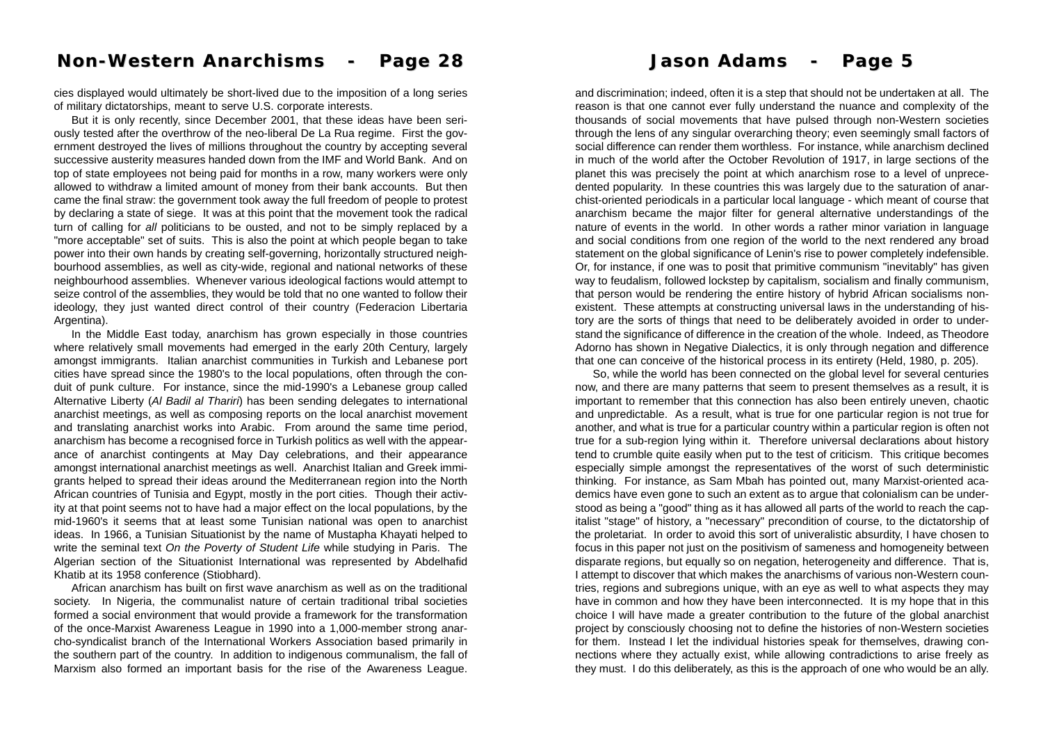cies displayed would ultimately be short-lived due to the imposition of a long series of military dictatorships, meant to serve U.S. corporate interests.

But it is only recently, since December 2001, that these ideas have been seriously tested after the overthrow of the neo-liberal De La Rua regime. First the government destroyed the lives of millions throughout the country by accepting several successive austerity measures handed down from the IMF and World Bank. And on top of state employees not being paid for months in a row, many workers were only allowed to withdraw a limited amount of money from their bank accounts. But then came the final straw: the government took away the full freedom of people to protest by declaring a state of siege. It was at this point that the movement took the radical turn of calling for *all* politicians to be ousted, and not to be simply replaced by a "more acceptable" set of suits. This is also the point at which people began to take power into their own hands by creating self-governing, horizontally structured neighbourhood assemblies, as well as city-wide, regional and national networks of these neighbourhood assemblies. Whenever various ideological factions would attempt to seize control of the assemblies, they would be told that no one wanted to follow their ideology, they just wanted direct control of their country (Federacion Libertaria Argentina).

In the Middle East today, anarchism has grown especially in those countries where relatively small movements had emerged in the early 20th Century, largely amongst immigrants. Italian anarchist communities in Turkish and Lebanese port cities have spread since the 1980's to the local populations, often through the conduit of punk culture. For instance, since the mid-1990's a Lebanese group called Alternative Liberty (*Al Badil al Thariri*) has been sending delegates to international anarchist meetings, as well as composing reports on the local anarchist movement and translating anarchist works into Arabic. From around the same time period, anarchism has become a recognised force in Turkish politics as well with the appearance of anarchist contingents at May Day celebrations, and their appearance amongst international anarchist meetings as well. Anarchist Italian and Greek immigrants helped to spread their ideas around the Mediterranean region into the North African countries of Tunisia and Egypt, mostly in the port cities. Though their activity at that point seems not to have had a major effect on the local populations, by the mid-1960's it seems that at least some Tunisian national was open to anarchist ideas. In 1966, a Tunisian Situationist by the name of Mustapha Khayati helped to write the seminal text *On the Poverty of Student Life* while studying in Paris. The Algerian section of the Situationist International was represented by Abdelhafid Khatib at its 1958 conference (Stiobhard).

African anarchism has built on first wave anarchism as well as on the traditional society. In Nigeria, the communalist nature of certain traditional tribal societies formed a social environment that would provide a framework for the transformation of the once-Marxist Awareness League in 1990 into a 1,000-member strong anarcho-syndicalist branch of the International Workers Association based primarily in the southern part of the country. In addition to indigenous communalism, the fall of Marxism also formed an important basis for the rise of the Awareness League.

and discrimination; indeed, often it is a step that should not be undertaken at all. The reason is that one cannot ever fully understand the nuance and complexity of the thousands of social movements that have pulsed through non-Western societies through the lens of any singular overarching theory; even seemingly small factors of social difference can render them worthless. For instance, while anarchism declined in much of the world after the October Revolution of 1917, in large sections of the planet this was precisely the point at which anarchism rose to a level of unprecedented popularity. In these countries this was largely due to the saturation of anarchist-oriented periodicals in a particular local language - which meant of course that anarchism became the major filter for general alternative understandings of the nature of events in the world. In other words a rather minor variation in language and social conditions from one region of the world to the next rendered any broad statement on the global significance of Lenin's rise to power completely indefensible. Or, for instance, if one was to posit that primitive communism "inevitably" has given way to feudalism, followed lockstep by capitalism, socialism and finally communism, that person would be rendering the entire history of hybrid African socialisms nonexistent. These attempts at constructing universal laws in the understanding of history are the sorts of things that need to be deliberately avoided in order to understand the significance of difference in the creation of the whole. Indeed, as Theodore Adorno has shown in Negative Dialectics, it is only through negation and difference that one can conceive of the historical process in its entirety (Held, 1980, p. 205).

So, while the world has been connected on the global level for several centuries now, and there are many patterns that seem to present themselves as a result, it is important to remember that this connection has also been entirely uneven, chaotic and unpredictable. As a result, what is true for one particular region is not true for another, and what is true for a particular country within a particular region is often not true for a sub-region lying within it. Therefore universal declarations about history tend to crumble quite easily when put to the test of criticism. This critique becomes especially simple amongst the representatives of the worst of such deterministic thinking. For instance, as Sam Mbah has pointed out, many Marxist-oriented academics have even gone to such an extent as to argue that colonialism can be understood as being a "good" thing as it has allowed all parts of the world to reach the capitalist "stage" of history, a "necessary" precondition of course, to the dictatorship of the proletariat. In order to avoid this sort of univeralistic absurdity, I have chosen to focus in this paper not just on the positivism of sameness and homogeneity between disparate regions, but equally so on negation, heterogeneity and difference. That is, I attempt to discover that which makes the anarchisms of various non-Western countries, regions and subregions unique, with an eye as well to what aspects they may have in common and how they have been interconnected. It is my hope that in this choice I will have made a greater contribution to the future of the global anarchist project by consciously choosing not to define the histories of non-Western societies for them. Instead I let the individual histories speak for themselves, drawing connections where they actually exist, while allowing contradictions to arise freely as they must. I do this deliberately, as this is the approach of one who would be an ally.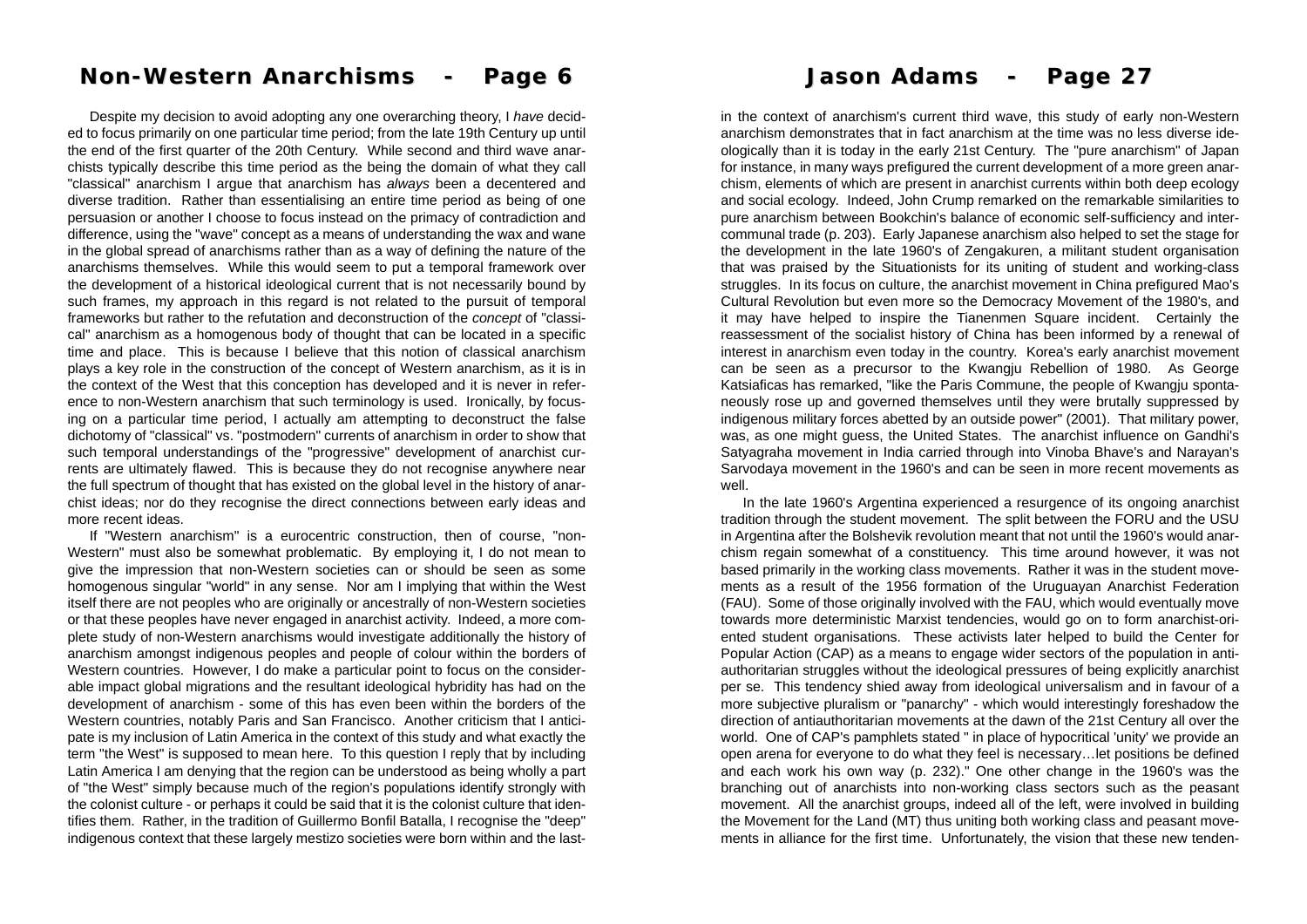Despite my decision to avoid adopting any one overarching theory, I *have* decided to focus primarily on one particular time period; from the late 19th Century up until the end of the first quarter of the 20th Century. While second and third wave anarchists typically describe this time period as the being the domain of what they call "classical" anarchism I argue that anarchism has *always* been a decentered and diverse tradition. Rather than essentialising an entire time period as being of one persuasion or another I choose to focus instead on the primacy of contradiction and difference, using the "wave" concept as a means of understanding the wax and wane in the global spread of anarchisms rather than as a way of defining the nature of the anarchisms themselves. While this would seem to put a temporal framework over the development of a historical ideological current that is not necessarily bound by such frames, my approach in this regard is not related to the pursuit of temporal frameworks but rather to the refutation and deconstruction of the *concept* of "classical" anarchism as a homogenous body of thought that can be located in a specific time and place. This is because I believe that this notion of classical anarchism plays a key role in the construction of the concept of Western anarchism, as it is in the context of the West that this conception has developed and it is never in reference to non-Western anarchism that such terminology is used. Ironically, by focusing on a particular time period, I actually am attempting to deconstruct the false dichotomy of "classical" vs. "postmodern" currents of anarchism in order to show that such temporal understandings of the "progressive" development of anarchist currents are ultimately flawed. This is because they do not recognise anywhere near the full spectrum of thought that has existed on the global level in the history of anarchist ideas; nor do they recognise the direct connections between early ideas and more recent ideas.

If "Western anarchism" is a eurocentric construction, then of course, "non-Western" must also be somewhat problematic. By employing it, I do not mean to give the impression that non-Western societies can or should be seen as some homogenous singular "world" in any sense. Nor am I implying that within the West itself there are not peoples who are originally or ancestrally of non-Western societies or that these peoples have never engaged in anarchist activity. Indeed, a more complete study of non-Western anarchisms would investigate additionally the history of anarchism amongst indigenous peoples and people of colour within the borders of Western countries. However, I do make a particular point to focus on the considerable impact global migrations and the resultant ideological hybridity has had on the development of anarchism - some of this has even been within the borders of the Western countries, notably Paris and San Francisco. Another criticism that I anticipate is my inclusion of Latin America in the context of this study and what exactly the term "the West" is supposed to mean here. To this question I reply that by including Latin America I am denying that the region can be understood as being wholly a part of "the West" simply because much of the region's populations identify strongly with the colonist culture - or perhaps it could be said that it is the colonist culture that identifies them. Rather, in the tradition of Guillermo Bonfil Batalla, I recognise the "deep" indigenous context that these largely mestizo societies were born within and the last-

in the context of anarchism's current third wave, this study of early non-Western anarchism demonstrates that in fact anarchism at the time was no less diverse ideologically than it is today in the early 21st Century. The "pure anarchism" of Japan for instance, in many ways prefigured the current development of a more green anarchism, elements of which are present in anarchist currents within both deep ecology and social ecology. Indeed, John Crump remarked on the remarkable similarities to pure anarchism between Bookchin's balance of economic self-sufficiency and intercommunal trade (p. 203). Early Japanese anarchism also helped to set the stage for the development in the late 1960's of Zengakuren, a militant student organisation that was praised by the Situationists for its uniting of student and working-class struggles. In its focus on culture, the anarchist movement in China prefigured Mao's Cultural Revolution but even more so the Democracy Movement of the 1980's, and it may have helped to inspire the Tianenmen Square incident. Certainly the reassessment of the socialist history of China has been informed by a renewal of interest in anarchism even today in the country. Korea's early anarchist movement can be seen as a precursor to the Kwangju Rebellion of 1980. As George Katsiaficas has remarked, "like the Paris Commune, the people of Kwangju spontaneously rose up and governed themselves until they were brutally suppressed by indigenous military forces abetted by an outside power" (2001). That military power, was, as one might guess, the United States. The anarchist influence on Gandhi's Satyagraha movement in India carried through into Vinoba Bhave's and Narayan's Sarvodaya movement in the 1960's and can be seen in more recent movements as well.

In the late 1960's Argentina experienced a resurgence of its ongoing anarchist tradition through the student movement. The split between the FORU and the USU in Argentina after the Bolshevik revolution meant that not until the 1960's would anarchism regain somewhat of a constituency. This time around however, it was not based primarily in the working class movements. Rather it was in the student movements as a result of the 1956 formation of the Uruguayan Anarchist Federation (FAU). Some of those originally involved with the FAU, which would eventually move towards more deterministic Marxist tendencies, would go on to form anarchist-oriented student organisations. These activists later helped to build the Center for Popular Action (CAP) as a means to engage wider sectors of the population in anti-authoritarian struggles without the ideological pressures of being explicitly anarchist per se. This tendency shied away from ideological universalism and in favour of a more subjective pluralism or "panarchy" - which would interestingly foreshadow the direction of antiauthoritarian movements at the dawn of the 21st Century all over the world. One of CAP's pamphlets stated " in place of hypocritical 'unity' we provide an open arena for everyone to do what they feel is necessary…let positions be defined and each work his own way (p. 232)." One other change in the 1960's was the branching out of anarchists into non-working class sectors such as the peasant movement. All the anarchist groups, indeed all of the left, were involved in building the Movement for the Land (MT) thus uniting both working class and peasant movements in alliance for the first time. Unfortunately, the vision that these new tenden-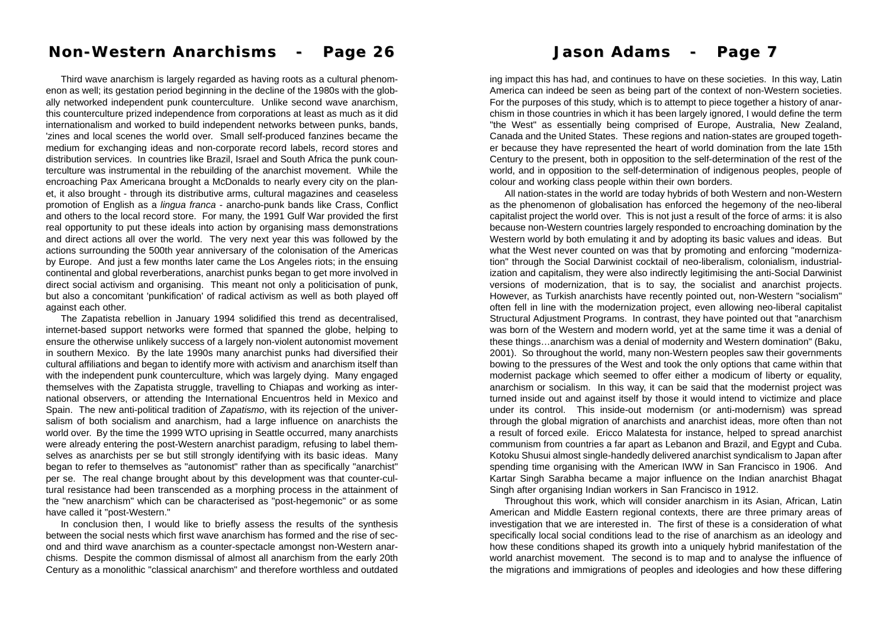Third wave anarchism is largely regarded as having roots as a cultural phenomenon as well; its gestation period beginning in the decline of the 1980s with the globally networked independent punk counterculture. Unlike second wave anarchism, this counterculture prized independence from corporations at least as much as it did internationalism and worked to build independent networks between punks, bands, 'zines and local scenes the world over. Small self-produced fanzines became the medium for exchanging ideas and non-corporate record labels, record stores and distribution services. In countries like Brazil, Israel and South Africa the punk counterculture was instrumental in the rebuilding of the anarchist movement. While the encroaching Pax Americana brought a McDonalds to nearly every city on the planet, it also brought - through its distributive arms, cultural magazines and ceaseless promotion of English as a *lingua franca* - anarcho-punk bands like Crass, Conflict and others to the local record store. For many, the 1991 Gulf War provided the first real opportunity to put these ideals into action by organising mass demonstrations and direct actions all over the world. The very next year this was followed by the actions surrounding the 500th year anniversary of the colonisation of the Americas by Europe. And just a few months later came the Los Angeles riots; in the ensuing continental and global reverberations, anarchist punks began to get more involved in direct social activism and organising. This meant not only a politicisation of punk, but also a concomitant 'punkification' of radical activism as well as both played off against each other.

The Zapatista rebellion in January 1994 solidified this trend as decentralised, internet-based support networks were formed that spanned the globe, helping to ensure the otherwise unlikely success of a largely non-violent autonomist movement in southern Mexico. By the late 1990s many anarchist punks had diversified their cultural affiliations and began to identify more with activism and anarchism itself than with the independent punk counterculture, which was largely dying. Many engaged themselves with the Zapatista struggle, travelling to Chiapas and working as international observers, or attending the International Encuentros held in Mexico and Spain. The new anti-political tradition of *Zapatismo*, with its rejection of the universalism of both socialism and anarchism, had a large influence on anarchists the world over. By the time the 1999 WTO uprising in Seattle occurred, many anarchists were already entering the post-Western anarchist paradigm, refusing to label themselves as anarchists per se but still strongly identifying with its basic ideas. Many began to refer to themselves as "autonomist" rather than as specifically "anarchist" per se. The real change brought about by this development was that counter-cultural resistance had been transcended as a morphing process in the attainment of the "new anarchism" which can be characterised as "post-hegemonic" or as some have called it "post-Western."

In conclusion then, I would like to briefly assess the results of the synthesis between the social nests which first wave anarchism has formed and the rise of second and third wave anarchism as a counter-spectacle amongst non-Western anarchisms. Despite the common dismissal of almost all anarchism from the early 20th Century as a monolithic "classical anarchism" and therefore worthless and outdated

ing impact this has had, and continues to have on these societies. In this way, Latin America can indeed be seen as being part of the context of non-Western societies. For the purposes of this study, which is to attempt to piece together a history of anarchism in those countries in which it has been largely ignored, I would define the term "the West" as essentially being comprised of Europe, Australia, New Zealand, Canada and the United States. These regions and nation-states are grouped together because they have represented the heart of world domination from the late 15th Century to the present, both in opposition to the self-determination of the rest of the world, and in opposition to the self-determination of indigenous peoples, people of colour and working class people within their own borders.

All nation-states in the world are today hybrids of both Western and non-Western as the phenomenon of globalisation has enforced the hegemony of the neo-liberal capitalist project the world over. This is not just a result of the force of arms: it is also because non-Western countries largely responded to encroaching domination by the Western world by both emulating it and by adopting its basic values and ideas. But what the West never counted on was that by promoting and enforcing "modernization" through the Social Darwinist cocktail of neo-liberalism, colonialism, industrialization and capitalism, they were also indirectly legitimising the anti-Social Darwinist versions of modernization, that is to say, the socialist and anarchist projects. However, as Turkish anarchists have recently pointed out, non-Western "socialism" often fell in line with the modernization project, even allowing neo-liberal capitalist Structural Adjustment Programs. In contrast, they have pointed out that "anarchism was born of the Western and modern world, yet at the same time it was a denial of these things…anarchism was a denial of modernity and Western domination" (Baku, 2001). So throughout the world, many non-Western peoples saw their governments bowing to the pressures of the West and took the only options that came within that modernist package which seemed to offer either a modicum of liberty or equality, anarchism or socialism. In this way, it can be said that the modernist project was turned inside out and against itself by those it would intend to victimize and place under its control. This inside-out modernism (or anti-modernism) was spread through the global migration of anarchists and anarchist ideas, more often than not a result of forced exile. Ericco Malatesta for instance, helped to spread anarchist communism from countries a far apart as Lebanon and Brazil, and Egypt and Cuba. Kotoku Shusui almost single-handedly delivered anarchist syndicalism to Japan after spending time organising with the American IWW in San Francisco in 1906. And Kartar Singh Sarabha became a major influence on the Indian anarchist Bhagat Singh after organising Indian workers in San Francisco in 1912.

Throughout this work, which will consider anarchism in its Asian, African, Latin American and Middle Eastern regional contexts, there are three primary areas of investigation that we are interested in. The first of these is a consideration of what specifically local social conditions lead to the rise of anarchism as an ideology and how these conditions shaped its growth into a uniquely hybrid manifestation of the world anarchist movement. The second is to map and to analyse the influence of the migrations and immigrations of peoples and ideologies and how these differing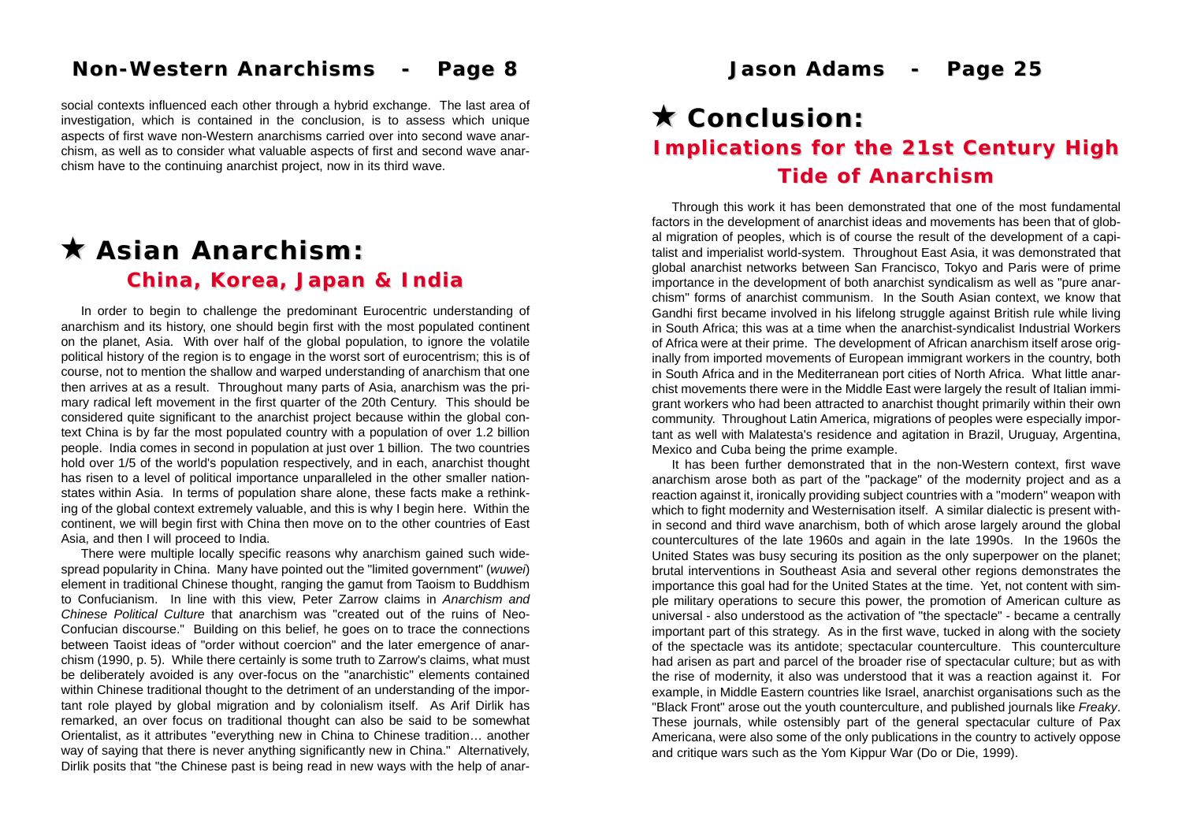social contexts influenced each other through a hybrid exchange. The last area of investigation, which is contained in the conclusion, is to assess which unique aspects of first wave non-Western anarchisms carried over into second wave anarchism, as well as to consider what valuable aspects of first and second wave anarchism have to the continuing anarchist project, now in its third wave.

## ★ Asian Anarchism:

### China, Korea, Japan & India

In order to begin to challenge the predominant Eurocentric understanding of anarchism and its history, one should begin first with the most populated continent on the planet, Asia. With over half of the global population, to ignore the volatile political history of the region is to engage in the worst sort of eurocentrism; this is of course, not to mention the shallow and warped understanding of anarchism that one then arrives at as a result. Throughout many parts of Asia, anarchism was the primary radical left movement in the first quarter of the 20th Century. This should be considered quite significant to the anarchist project because within the global context China is by far the most populated country with a population of over 1.2 billion people. India comes in second in population at just over 1 billion. The two countries hold over 1/5 of the world's population respectively, and in each, anarchist thought has risen to a level of political importance unparalleled in the other smaller nation-states within Asia. In terms of population share alone, these facts make a rethinking of the global context extremely valuable, and this is why I begin here. Within the continent, we will begin first with China then move on to the other countries of East Asia, and then I will proceed to India.

There were multiple locally specific reasons why anarchism gained such widespread popularity in China. Many have pointed out the "limited government" (*wuwei*) element in traditional Chinese thought, ranging the gamut from Taoism to Buddhism to Confucianism. In line with this view, Peter Zarrow claims in *Anarchism and Chinese Political Culture* that anarchism was "created out of the ruins of Neo-Confucian discourse." Building on this belief, he goes on to trace the connections between Taoist ideas of "order without coercion" and the later emergence of anarchism (1990, p. 5). While there certainly is some truth to Zarrow's claims, what must be deliberately avoided is any over-focus on the "anarchistic" elements contained within Chinese traditional thought to the detriment of an understanding of the important role played by global migration and by colonialism itself. As Arif Dirlik has remarked, an over focus on traditional thought can also be said to be somewhat Orientalist, as it attributes "everything new in China to Chinese tradition… another way of saying that there is never anything significantly new in China." Alternatively, Dirlik posits that "the Chinese past is being read in new ways with the help of anar-

## ★ Conclusion:

### Implications for the 21st Century High Tide of Anarchism

Through this work it has been demonstrated that one of the most fundamental factors in the development of anarchist ideas and movements has been that of global migration of peoples, which is of course the result of the development of a capitalist and imperialist world-system. Throughout East Asia, it was demonstrated that global anarchist networks between San Francisco, Tokyo and Paris were of prime importance in the development of both anarchist syndicalism as well as "pure anarchism" forms of anarchist communism. In the South Asian context, we know that Gandhi first became involved in his lifelong struggle against British rule while living in South Africa; this was at a time when the anarchist-syndicalist Industrial Workers of Africa were at their prime. The development of African anarchism itself arose originally from imported movements of European immigrant workers in the country, both in South Africa and in the Mediterranean port cities of North Africa. What little anarchist movements there were in the Middle East were largely the result of Italian immigrant workers who had been attracted to anarchist thought primarily within their own community. Throughout Latin America, migrations of peoples were especially important as well with Malatesta's residence and agitation in Brazil, Uruguay, Argentina, Mexico and Cuba being the prime example.

It has been further demonstrated that in the non-Western context, first wave anarchism arose both as part of the "package" of the modernity project and as a reaction against it, ironically providing subject countries with a "modern" weapon with which to fight modernity and Westernisation itself. A similar dialectic is present within second and third wave anarchism, both of which arose largely around the global countercultures of the late 1960s and again in the late 1990s. In the 1960s the United States was busy securing its position as the only superpower on the planet; brutal interventions in Southeast Asia and several other regions demonstrates the importance this goal had for the United States at the time. Yet, not content with simple military operations to secure this power, the promotion of American culture as universal - also understood as the activation of "the spectacle" - became a centrally important part of this strategy. As in the first wave, tucked in along with the society of the spectacle was its antidote; spectacular counterculture. This counterculture had arisen as part and parcel of the broader rise of spectacular culture; but as with the rise of modernity, it also was understood that it was a reaction against it. For example, in Middle Eastern countries like Israel, anarchist organisations such as the "Black Front" arose out the youth counterculture, and published journals like *Freaky*. These journals, while ostensibly part of the general spectacular culture of Pax Americana, were also some of the only publications in the country to actively oppose and critique wars such as the Yom Kippur War (Do or Die, 1999).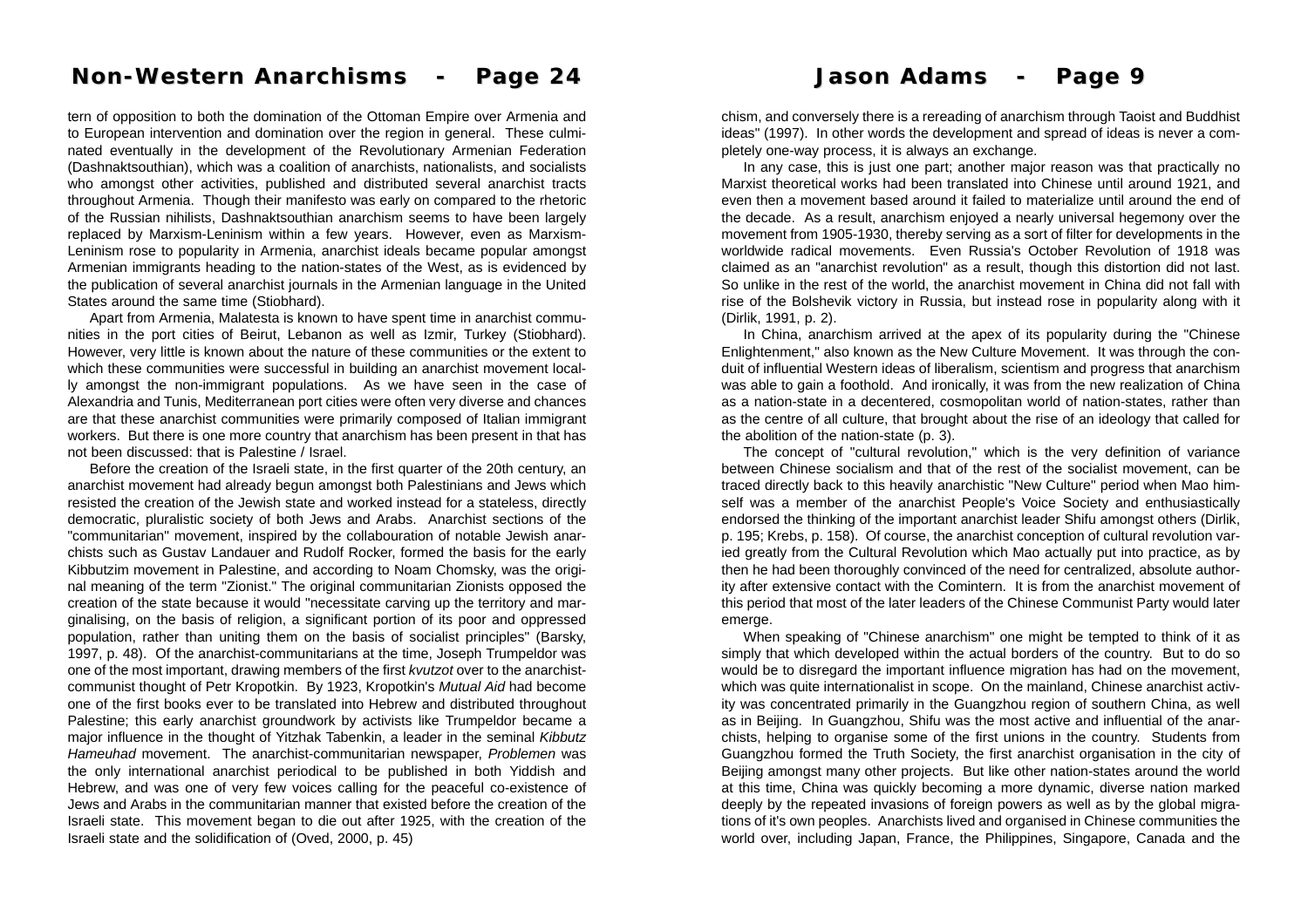tern of opposition to both the domination of the Ottoman Empire over Armenia and to European intervention and domination over the region in general. These culminated eventually in the development of the Revolutionary Armenian Federation (Dashnaktsouthian), which was a coalition of anarchists, nationalists, and socialists who amongst other activities, published and distributed several anarchist tracts throughout Armenia. Though their manifesto was early on compared to the rhetoric of the Russian nihilists, Dashnaktsouthian anarchism seems to have been largely replaced by Marxism-Leninism within a few years. However, even as Marxism-Leninism rose to popularity in Armenia, anarchist ideals became popular amongst Armenian immigrants heading to the nation-states of the West, as is evidenced by the publication of several anarchist journals in the Armenian language in the United States around the same time (Stiobhard).

Apart from Armenia, Malatesta is known to have spent time in anarchist communities in the port cities of Beirut, Lebanon as well as Izmir, Turkey (Stiobhard). However, very little is known about the nature of these communities or the extent to which these communities were successful in building an anarchist movement locally amongst the non-immigrant populations. As we have seen in the case of Alexandria and Tunis, Mediterranean port cities were often very diverse and chances are that these anarchist communities were primarily composed of Italian immigrant workers. But there is one more country that anarchism has been present in that has not been discussed: that is Palestine / Israel.

Before the creation of the Israeli state, in the first quarter of the 20th century, an anarchist movement had already begun amongst both Palestinians and Jews which resisted the creation of the Jewish state and worked instead for a stateless, directly democratic, pluralistic society of both Jews and Arabs. Anarchist sections of the "communitarian" movement, inspired by the collabouration of notable Jewish anarchists such as Gustav Landauer and Rudolf Rocker, formed the basis for the early Kibbutzim movement in Palestine, and according to Noam Chomsky, was the original meaning of the term "Zionist." The original communitarian Zionists opposed the creation of the state because it would "necessitate carving up the territory and marginalising, on the basis of religion, a significant portion of its poor and oppressed population, rather than uniting them on the basis of socialist principles" (Barsky, 1997, p. 48). Of the anarchist-communitarians at the time, Joseph Trumpeldor was one of the most important, drawing members of the first *kvutzot* over to the anarchist-communist thought of Petr Kropotkin. By 1923, Kropotkin's *Mutual Aid* had become one of the first books ever to be translated into Hebrew and distributed throughout Palestine; this early anarchist groundwork by activists like Trumpeldor became a major influence in the thought of Yitzhak Tabenkin, a leader in the seminal *Kibbutz Hameuhad* movement. The anarchist-communitarian newspaper, *Problemen* was the only international anarchist periodical to be published in both Yiddish and Hebrew, and was one of very few voices calling for the peaceful co-existence of Jews and Arabs in the communitarian manner that existed before the creation of the Israeli state. This movement began to die out after 1925, with the creation of the Israeli state and the solidification of (Oved, 2000, p. 45)

chism, and conversely there is a rereading of anarchism through Taoist and Buddhist ideas" (1997). In other words the development and spread of ideas is never a completely one-way process, it is always an exchange.

In any case, this is just one part; another major reason was that practically no Marxist theoretical works had been translated into Chinese until around 1921, and even then a movement based around it failed to materialize until around the end of the decade. As a result, anarchism enjoyed a nearly universal hegemony over the movement from 1905-1930, thereby serving as a sort of filter for developments in the worldwide radical movements. Even Russia's October Revolution of 1918 was claimed as an "anarchist revolution" as a result, though this distortion did not last. So unlike in the rest of the world, the anarchist movement in China did not fall with rise of the Bolshevik victory in Russia, but instead rose in popularity along with it (Dirlik, 1991, p. 2).

In China, anarchism arrived at the apex of its popularity during the "Chinese Enlightenment," also known as the New Culture Movement. It was through the conduit of influential Western ideas of liberalism, scientism and progress that anarchism was able to gain a foothold. And ironically, it was from the new realization of China as a nation-state in a decentered, cosmopolitan world of nation-states, rather than as the centre of all culture, that brought about the rise of an ideology that called for the abolition of the nation-state (p. 3).

The concept of "cultural revolution," which is the very definition of variance between Chinese socialism and that of the rest of the socialist movement, can be traced directly back to this heavily anarchistic "New Culture" period when Mao himself was a member of the anarchist People's Voice Society and enthusiastically endorsed the thinking of the important anarchist leader Shifu amongst others (Dirlik, p. 195; Krebs, p. 158). Of course, the anarchist conception of cultural revolution varied greatly from the Cultural Revolution which Mao actually put into practice, as by then he had been thoroughly convinced of the need for centralized, absolute authority after extensive contact with the Comintern. It is from the anarchist movement of this period that most of the later leaders of the Chinese Communist Party would later emerge.

When speaking of "Chinese anarchism" one might be tempted to think of it as simply that which developed within the actual borders of the country. But to do so would be to disregard the important influence migration has had on the movement, which was quite internationalist in scope. On the mainland, Chinese anarchist activity was concentrated primarily in the Guangzhou region of southern China, as well as in Beijing. In Guangzhou, Shifu was the most active and influential of the anarchists, helping to organise some of the first unions in the country. Students from Guangzhou formed the Truth Society, the first anarchist organisation in the city of Beijing amongst many other projects. But like other nation-states around the world at this time, China was quickly becoming a more dynamic, diverse nation marked deeply by the repeated invasions of foreign powers as well as by the global migrations of it's own peoples. Anarchists lived and organised in Chinese communities the world over, including Japan, France, the Philippines, Singapore, Canada and the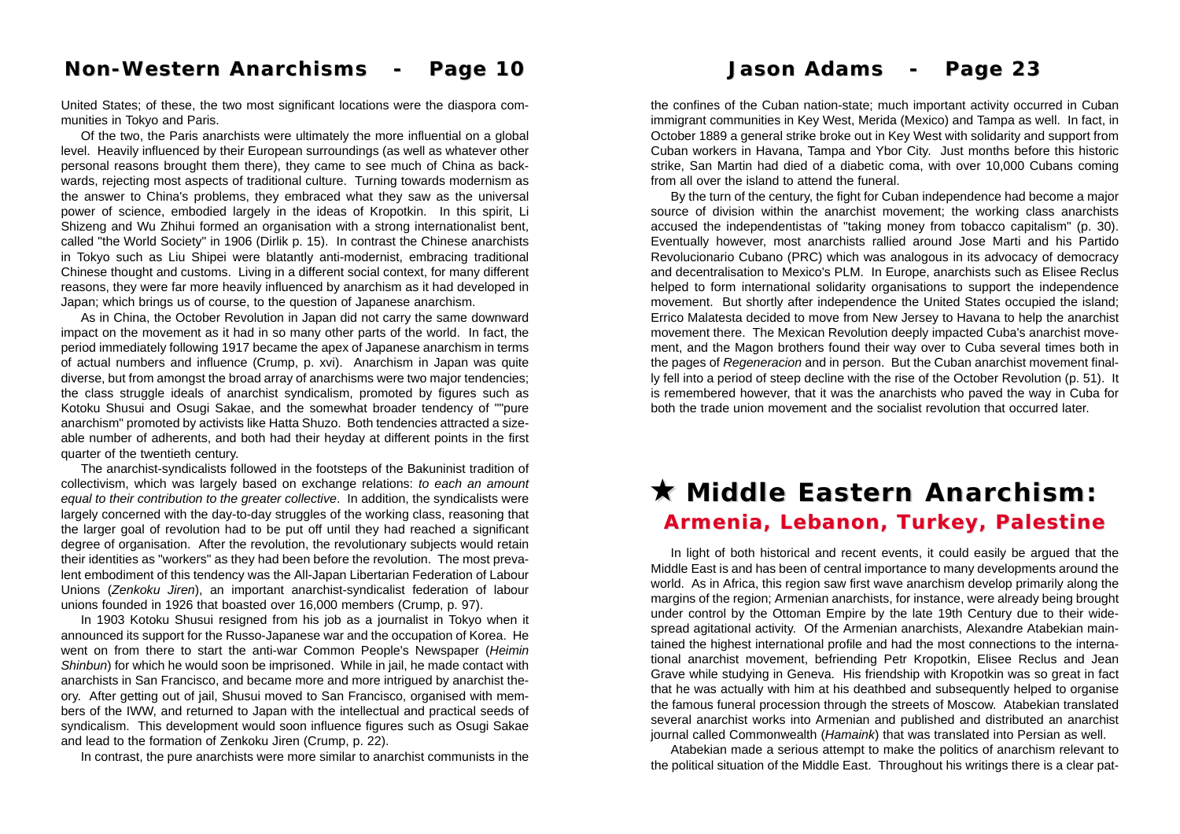United States; of these, the two most significant locations were the diaspora communities in Tokyo and Paris.

Of the two, the Paris anarchists were ultimately the more influential on a global level. Heavily influenced by their European surroundings (as well as whatever other personal reasons brought them there), they came to see much of China as backwards, rejecting most aspects of traditional culture. Turning towards modernism as the answer to China's problems, they embraced what they saw as the universal power of science, embodied largely in the ideas of Kropotkin. In this spirit, Li Shizeng and Wu Zhihui formed an organisation with a strong internationalist bent, called "the World Society" in 1906 (Dirlik p. 15). In contrast the Chinese anarchists in Tokyo such as Liu Shipei were blatantly anti-modernist, embracing traditional Chinese thought and customs. Living in a different social context, for many different reasons, they were far more heavily influenced by anarchism as it had developed in Japan; which brings us of course, to the question of Japanese anarchism.

As in China, the October Revolution in Japan did not carry the same downward impact on the movement as it had in so many other parts of the world. In fact, the period immediately following 1917 became the apex of Japanese anarchism in terms of actual numbers and influence (Crump, p. xvi). Anarchism in Japan was quite diverse, but from amongst the broad array of anarchisms were two major tendencies; the class struggle ideals of anarchist syndicalism, promoted by figures such as Kotoku Shusui and Osugi Sakae, and the somewhat broader tendency of ""pure anarchism" promoted by activists like Hatta Shuzo. Both tendencies attracted a sizeable number of adherents, and both had their heyday at different points in the first quarter of the twentieth century.

The anarchist-syndicalists followed in the footsteps of the Bakuninist tradition of collectivism, which was largely based on exchange relations: *to each an amount equal to their contribution to the greater collective*. In addition, the syndicalists were largely concerned with the day-to-day struggles of the working class, reasoning that the larger goal of revolution had to be put off until they had reached a significant degree of organisation. After the revolution, the revolutionary subjects would retain their identities as "workers" as they had been before the revolution. The most prevalent embodiment of this tendency was the All-Japan Libertarian Federation of Labour Unions (*Zenkoku Jiren*), an important anarchist-syndicalist federation of labour unions founded in 1926 that boasted over 16,000 members (Crump, p. 97).

In 1903 Kotoku Shusui resigned from his job as a journalist in Tokyo when it announced its support for the Russo-Japanese war and the occupation of Korea. He went on from there to start the anti-war Common People's Newspaper (*Heimin Shinbun*) for which he would soon be imprisoned. While in jail, he made contact with anarchists in San Francisco, and became more and more intrigued by anarchist theory. After getting out of jail, Shusui moved to San Francisco, organised with members of the IWW, and returned to Japan with the intellectual and practical seeds of syndicalism. This development would soon influence figures such as Osugi Sakae and lead to the formation of Zenkoku Jiren (Crump, p. 22).

In contrast, the pure anarchists were more similar to anarchist communists in the

the confines of the Cuban nation-state; much important activity occurred in Cuban immigrant communities in Key West, Merida (Mexico) and Tampa as well. In fact, in October 1889 a general strike broke out in Key West with solidarity and support from Cuban workers in Havana, Tampa and Ybor City. Just months before this historic strike, San Martin had died of a diabetic coma, with over 10,000 Cubans coming from all over the island to attend the funeral.

By the turn of the century, the fight for Cuban independence had become a major source of division within the anarchist movement; the working class anarchists accused the independentistas of "taking money from tobacco capitalism" (p. 30). Eventually however, most anarchists rallied around Jose Marti and his Partido Revolucionario Cubano (PRC) which was analogous in its advocacy of democracy and decentralisation to Mexico's PLM. In Europe, anarchists such as Elisee Reclus helped to form international solidarity organisations to support the independence movement. But shortly after independence the United States occupied the island; Errico Malatesta decided to move from New Jersey to Havana to help the anarchist movement there. The Mexican Revolution deeply impacted Cuba's anarchist movement, and the Magon brothers found their way over to Cuba several times both in the pages of *Regeneracion* and in person. But the Cuban anarchist movement finally fell into a period of steep decline with the rise of the October Revolution (p. 51). It is remembered however, that it was the anarchists who paved the way in Cuba for both the trade union movement and the socialist revolution that occurred later.

## ★ Middle Eastern Anarchism:
### Armenia, Lebanon, Turkey, Palestine

In light of both historical and recent events, it could easily be argued that the Middle East is and has been of central importance to many developments around the world. As in Africa, this region saw first wave anarchism develop primarily along the margins of the region; Armenian anarchists, for instance, were already being brought under control by the Ottoman Empire by the late 19th Century due to their widespread agitational activity. Of the Armenian anarchists, Alexandre Atabekian maintained the highest international profile and had the most connections to the international anarchist movement, befriending Petr Kropotkin, Elisee Reclus and Jean Grave while studying in Geneva. His friendship with Kropotkin was so great in fact that he was actually with him at his deathbed and subsequently helped to organise the famous funeral procession through the streets of Moscow. Atabekian translated several anarchist works into Armenian and published and distributed an anarchist journal called Commonwealth (*Hamaink*) that was translated into Persian as well.

Atabekian made a serious attempt to make the politics of anarchism relevant to the political situation of the Middle East. Throughout his writings there is a clear pat-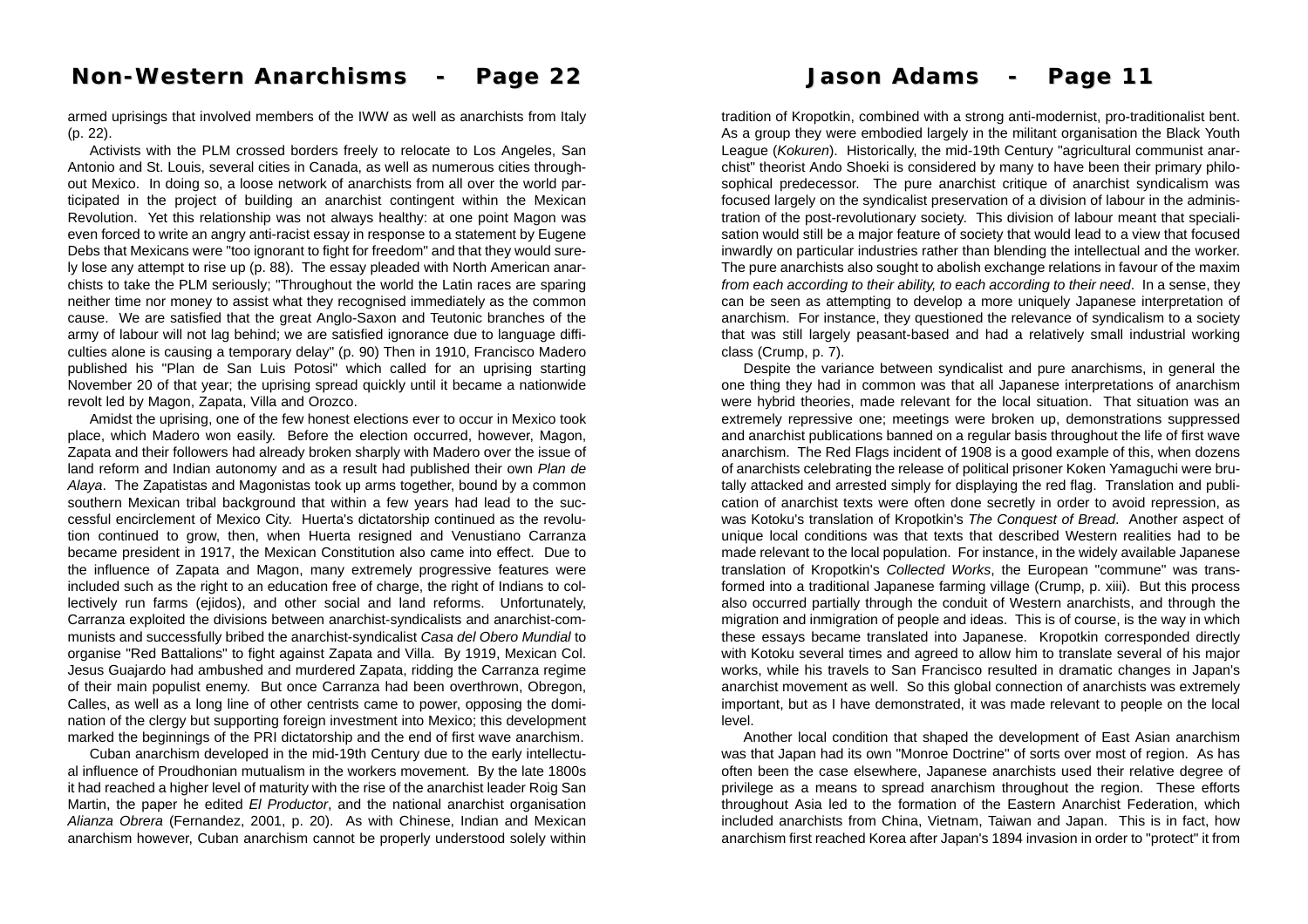armed uprisings that involved members of the IWW as well as anarchists from Italy (p. 22).

Activists with the PLM crossed borders freely to relocate to Los Angeles, San Antonio and St. Louis, several cities in Canada, as well as numerous cities throughout Mexico. In doing so, a loose network of anarchists from all over the world participated in the project of building an anarchist contingent within the Mexican Revolution. Yet this relationship was not always healthy: at one point Magon was even forced to write an angry anti-racist essay in response to a statement by Eugene Debs that Mexicans were "too ignorant to fight for freedom" and that they would surely lose any attempt to rise up (p. 88). The essay pleaded with North American anarchists to take the PLM seriously; "Throughout the world the Latin races are sparing neither time nor money to assist what they recognised immediately as the common cause. We are satisfied that the great Anglo-Saxon and Teutonic branches of the army of labour will not lag behind; we are satisfied ignorance due to language difficulties alone is causing a temporary delay" (p. 90) Then in 1910, Francisco Madero published his "Plan de San Luis Potosi" which called for an uprising starting November 20 of that year; the uprising spread quickly until it became a nationwide revolt led by Magon, Zapata, Villa and Orozco.

Amidst the uprising, one of the few honest elections ever to occur in Mexico took place, which Madero won easily. Before the election occurred, however, Magon, Zapata and their followers had already broken sharply with Madero over the issue of land reform and Indian autonomy and as a result had published their own *Plan de Alaya*. The Zapatistas and Magonistas took up arms together, bound by a common southern Mexican tribal background that within a few years had lead to the successful encirclement of Mexico City. Huerta's dictatorship continued as the revolution continued to grow, then, when Huerta resigned and Venustiano Carranza became president in 1917, the Mexican Constitution also came into effect. Due to the influence of Zapata and Magon, many extremely progressive features were included such as the right to an education free of charge, the right of Indians to collectively run farms (ejidos), and other social and land reforms. Unfortunately, Carranza exploited the divisions between anarchist-syndicalists and anarchist-communists and successfully bribed the anarchist-syndicalist *Casa del Obero Mundial* to organise "Red Battalions" to fight against Zapata and Villa. By 1919, Mexican Col. Jesus Guajardo had ambushed and murdered Zapata, ridding the Carranza regime of their main populist enemy. But once Carranza had been overthrown, Obregon, Calles, as well as a long line of other centrists came to power, opposing the domination of the clergy but supporting foreign investment into Mexico; this development marked the beginnings of the PRI dictatorship and the end of first wave anarchism.

Cuban anarchism developed in the mid-19th Century due to the early intellectual influence of Proudhonian mutualism in the workers movement. By the late 1800s it had reached a higher level of maturity with the rise of the anarchist leader Roig San Martin, the paper he edited *El Productor*, and the national anarchist organisation *Alianza Obrera* (Fernandez, 2001, p. 20). As with Chinese, Indian and Mexican anarchism however, Cuban anarchism cannot be properly understood solely within

tradition of Kropotkin, combined with a strong anti-modernist, pro-traditionalist bent. As a group they were embodied largely in the militant organisation the Black Youth League (*Kokuren*). Historically, the mid-19th Century "agricultural communist anarchist" theorist Ando Shoeki is considered by many to have been their primary philosophical predecessor. The pure anarchist critique of anarchist syndicalism was focused largely on the syndicalist preservation of a division of labour in the administration of the post-revolutionary society. This division of labour meant that specialisation would still be a major feature of society that would lead to a view that focused inwardly on particular industries rather than blending the intellectual and the worker. The pure anarchists also sought to abolish exchange relations in favour of the maxim *from each according to their ability, to each according to their need*. In a sense, they can be seen as attempting to develop a more uniquely Japanese interpretation of anarchism. For instance, they questioned the relevance of syndicalism to a society that was still largely peasant-based and had a relatively small industrial working class (Crump, p. 7).

Despite the variance between syndicalist and pure anarchisms, in general the one thing they had in common was that all Japanese interpretations of anarchism were hybrid theories, made relevant for the local situation. That situation was an extremely repressive one; meetings were broken up, demonstrations suppressed and anarchist publications banned on a regular basis throughout the life of first wave anarchism. The Red Flags incident of 1908 is a good example of this, when dozens of anarchists celebrating the release of political prisoner Koken Yamaguchi were brutally attacked and arrested simply for displaying the red flag. Translation and publication of anarchist texts were often done secretly in order to avoid repression, as was Kotoku's translation of Kropotkin's *The Conquest of Bread*. Another aspect of unique local conditions was that texts that described Western realities had to be made relevant to the local population. For instance, in the widely available Japanese translation of Kropotkin's *Collected Works*, the European "commune" was transformed into a traditional Japanese farming village (Crump, p. xiii). But this process also occurred partially through the conduit of Western anarchists, and through the migration and inmigration of people and ideas. This is of course, is the way in which these essays became translated into Japanese. Kropotkin corresponded directly with Kotoku several times and agreed to allow him to translate several of his major works, while his travels to San Francisco resulted in dramatic changes in Japan's anarchist movement as well. So this global connection of anarchists was extremely important, but as I have demonstrated, it was made relevant to people on the local level.

Another local condition that shaped the development of East Asian anarchism was that Japan had its own "Monroe Doctrine" of sorts over most of region. As has often been the case elsewhere, Japanese anarchists used their relative degree of privilege as a means to spread anarchism throughout the region. These efforts throughout Asia led to the formation of the Eastern Anarchist Federation, which included anarchists from China, Vietnam, Taiwan and Japan. This is in fact, how anarchism first reached Korea after Japan's 1894 invasion in order to "protect" it from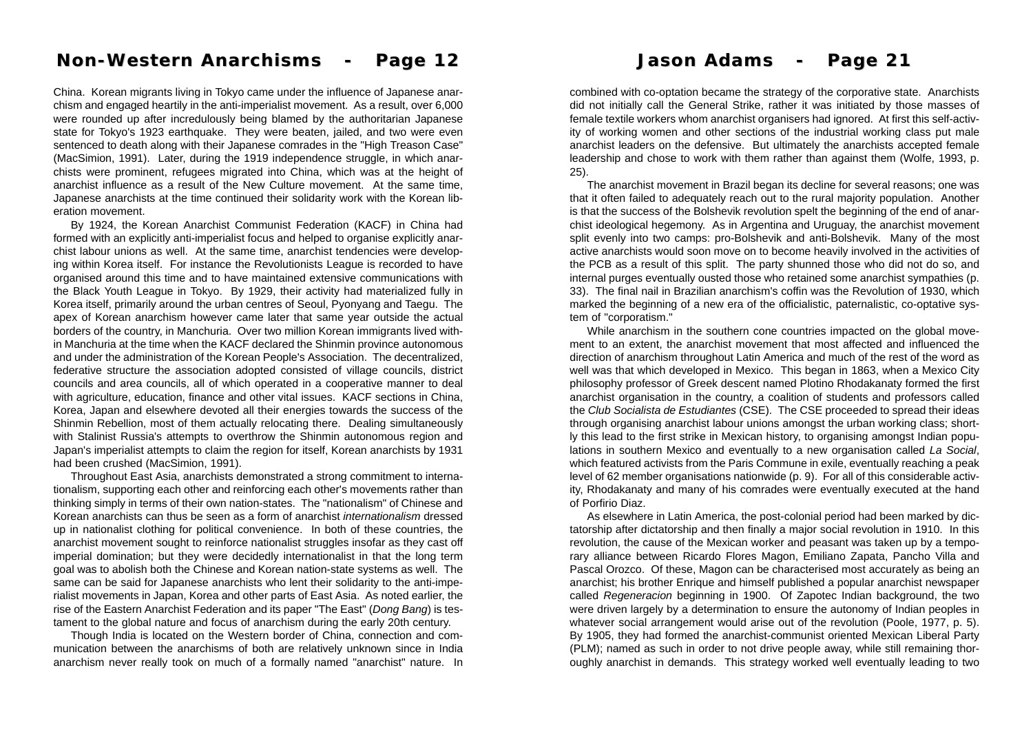China. Korean migrants living in Tokyo came under the influence of Japanese anarchism and engaged heartily in the anti-imperialist movement. As a result, over 6,000 were rounded up after incredulously being blamed by the authoritarian Japanese state for Tokyo's 1923 earthquake. They were beaten, jailed, and two were even sentenced to death along with their Japanese comrades in the "High Treason Case" (MacSimion, 1991). Later, during the 1919 independence struggle, in which anarchists were prominent, refugees migrated into China, which was at the height of anarchist influence as a result of the New Culture movement. At the same time, Japanese anarchists at the time continued their solidarity work with the Korean liberation movement.

By 1924, the Korean Anarchist Communist Federation (KACF) in China had formed with an explicitly anti-imperialist focus and helped to organise explicitly anarchist labour unions as well. At the same time, anarchist tendencies were developing within Korea itself. For instance the Revolutionists League is recorded to have organised around this time and to have maintained extensive communications with the Black Youth League in Tokyo. By 1929, their activity had materialized fully in Korea itself, primarily around the urban centres of Seoul, Pyonyang and Taegu. The apex of Korean anarchism however came later that same year outside the actual borders of the country, in Manchuria. Over two million Korean immigrants lived within Manchuria at the time when the KACF declared the Shinmin province autonomous and under the administration of the Korean People's Association. The decentralized, federative structure the association adopted consisted of village councils, district councils and area councils, all of which operated in a cooperative manner to deal with agriculture, education, finance and other vital issues. KACF sections in China, Korea, Japan and elsewhere devoted all their energies towards the success of the Shinmin Rebellion, most of them actually relocating there. Dealing simultaneously with Stalinist Russia's attempts to overthrow the Shinmin autonomous region and Japan's imperialist attempts to claim the region for itself, Korean anarchists by 1931 had been crushed (MacSimion, 1991).

Throughout East Asia, anarchists demonstrated a strong commitment to internationalism, supporting each other and reinforcing each other's movements rather than thinking simply in terms of their own nation-states. The "nationalism" of Chinese and Korean anarchists can thus be seen as a form of anarchist *internationalism* dressed up in nationalist clothing for political convenience. In both of these countries, the anarchist movement sought to reinforce nationalist struggles insofar as they cast off imperial domination; but they were decidedly internationalist in that the long term goal was to abolish both the Chinese and Korean nation-state systems as well. The same can be said for Japanese anarchists who lent their solidarity to the anti-imperialist movements in Japan, Korea and other parts of East Asia. As noted earlier, the rise of the Eastern Anarchist Federation and its paper "The East" (*Dong Bang*) is testament to the global nature and focus of anarchism during the early 20th century.

Though India is located on the Western border of China, connection and communication between the anarchisms of both are relatively unknown since in India anarchism never really took on much of a formally named "anarchist" nature. In

combined with co-optation became the strategy of the corporative state. Anarchists did not initially call the General Strike, rather it was initiated by those masses of female textile workers whom anarchist organisers had ignored. At first this self-activity of working women and other sections of the industrial working class put male anarchist leaders on the defensive. But ultimately the anarchists accepted female leadership and chose to work with them rather than against them (Wolfe, 1993, p. 25).

The anarchist movement in Brazil began its decline for several reasons; one was that it often failed to adequately reach out to the rural majority population. Another is that the success of the Bolshevik revolution spelt the beginning of the end of anarchist ideological hegemony. As in Argentina and Uruguay, the anarchist movement split evenly into two camps: pro-Bolshevik and anti-Bolshevik. Many of the most active anarchists would soon move on to become heavily involved in the activities of the PCB as a result of this split. The party shunned those who did not do so, and internal purges eventually ousted those who retained some anarchist sympathies (p. 33). The final nail in Brazilian anarchism's coffin was the Revolution of 1930, which marked the beginning of a new era of the officialistic, paternalistic, co-optative system of "corporatism."

While anarchism in the southern cone countries impacted on the global movement to an extent, the anarchist movement that most affected and influenced the direction of anarchism throughout Latin America and much of the rest of the word as well was that which developed in Mexico. This began in 1863, when a Mexico City philosophy professor of Greek descent named Plotino Rhodakanaty formed the first anarchist organisation in the country, a coalition of students and professors called the *Club Socialista de Estudiantes* (CSE). The CSE proceeded to spread their ideas through organising anarchist labour unions amongst the urban working class; shortly this lead to the first strike in Mexican history, to organising amongst Indian populations in southern Mexico and eventually to a new organisation called *La Social*, which featured activists from the Paris Commune in exile, eventually reaching a peak level of 62 member organisations nationwide (p. 9). For all of this considerable activity, Rhodakanaty and many of his comrades were eventually executed at the hand of Porfirio Diaz.

As elsewhere in Latin America, the post-colonial period had been marked by dictatorship after dictatorship and then finally a major social revolution in 1910. In this revolution, the cause of the Mexican worker and peasant was taken up by a temporary alliance between Ricardo Flores Magon, Emiliano Zapata, Pancho Villa and Pascal Orozco. Of these, Magon can be characterised most accurately as being an anarchist; his brother Enrique and himself published a popular anarchist newspaper called *Regeneracion* beginning in 1900. Of Zapotec Indian background, the two were driven largely by a determination to ensure the autonomy of Indian peoples in whatever social arrangement would arise out of the revolution (Poole, 1977, p. 5). By 1905, they had formed the anarchist-communist oriented Mexican Liberal Party (PLM); named as such in order to not drive people away, while still remaining thoroughly anarchist in demands. This strategy worked well eventually leading to two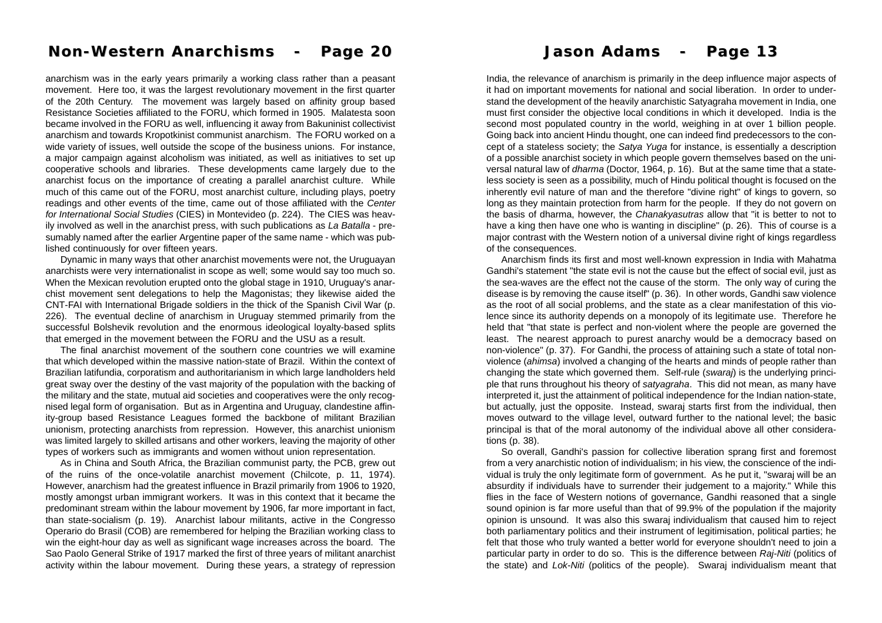anarchism was in the early years primarily a working class rather than a peasant movement. Here too, it was the largest revolutionary movement in the first quarter of the 20th Century. The movement was largely based on affinity group based Resistance Societies affiliated to the FORU, which formed in 1905. Malatesta soon became involved in the FORU as well, influencing it away from Bakuninist collectivist anarchism and towards Kropotkinist communist anarchism. The FORU worked on a wide variety of issues, well outside the scope of the business unions. For instance, a major campaign against alcoholism was initiated, as well as initiatives to set up cooperative schools and libraries. These developments came largely due to the anarchist focus on the importance of creating a parallel anarchist culture. While much of this came out of the FORU, most anarchist culture, including plays, poetry readings and other events of the time, came out of those affiliated with the *Center for International Social Studies* (CIES) in Montevideo (p. 224). The CIES was heavily involved as well in the anarchist press, with such publications as *La Batalla* - presumably named after the earlier Argentine paper of the same name - which was published continuously for over fifteen years.

Dynamic in many ways that other anarchist movements were not, the Uruguayan anarchists were very internationalist in scope as well; some would say too much so. When the Mexican revolution erupted onto the global stage in 1910, Uruguay's anarchist movement sent delegations to help the Magonistas; they likewise aided the CNT-FAI with International Brigade soldiers in the thick of the Spanish Civil War (p. 226). The eventual decline of anarchism in Uruguay stemmed primarily from the successful Bolshevik revolution and the enormous ideological loyalty-based splits that emerged in the movement between the FORU and the USU as a result.

The final anarchist movement of the southern cone countries we will examine that which developed within the massive nation-state of Brazil. Within the context of Brazilian latifundia, corporatism and authoritarianism in which large landholders held great sway over the destiny of the vast majority of the population with the backing of the military and the state, mutual aid societies and cooperatives were the only recognised legal form of organisation. But as in Argentina and Uruguay, clandestine affinity-group based Resistance Leagues formed the backbone of militant Brazilian unionism, protecting anarchists from repression. However, this anarchist unionism was limited largely to skilled artisans and other workers, leaving the majority of other types of workers such as immigrants and women without union representation.

As in China and South Africa, the Brazilian communist party, the PCB, grew out of the ruins of the once-volatile anarchist movement (Chilcote, p. 11, 1974). However, anarchism had the greatest influence in Brazil primarily from 1906 to 1920, mostly amongst urban immigrant workers. It was in this context that it became the predominant stream within the labour movement by 1906, far more important in fact, than state-socialism (p. 19). Anarchist labour militants, active in the Congresso Operario do Brasil (COB) are remembered for helping the Brazilian working class to win the eight-hour day as well as significant wage increases across the board. The Sao Paolo General Strike of 1917 marked the first of three years of militant anarchist activity within the labour movement. During these years, a strategy of repression

India, the relevance of anarchism is primarily in the deep influence major aspects of it had on important movements for national and social liberation. In order to understand the development of the heavily anarchistic Satyagraha movement in India, one must first consider the objective local conditions in which it developed. India is the second most populated country in the world, weighing in at over 1 billion people. Going back into ancient Hindu thought, one can indeed find predecessors to the concept of a stateless society; the *Satya Yuga* for instance, is essentially a description of a possible anarchist society in which people govern themselves based on the universal natural law of *dharma* (Doctor, 1964, p. 16). But at the same time that a stateless society is seen as a possibility, much of Hindu political thought is focused on the inherently evil nature of man and the therefore "divine right" of kings to govern, so long as they maintain protection from harm for the people. If they do not govern on the basis of dharma, however, the *Chanakyasutras* allow that "it is better to not to have a king then have one who is wanting in discipline" (p. 26). This of course is a major contrast with the Western notion of a universal divine right of kings regardless of the consequences.

Anarchism finds its first and most well-known expression in India with Mahatma Gandhi's statement "the state evil is not the cause but the effect of social evil, just as the sea-waves are the effect not the cause of the storm. The only way of curing the disease is by removing the cause itself" (p. 36). In other words, Gandhi saw violence as the root of all social problems, and the state as a clear manifestation of this violence since its authority depends on a monopoly of its legitimate use. Therefore he held that "that state is perfect and non-violent where the people are governed the least. The nearest approach to purest anarchy would be a democracy based on non-violence" (p. 37). For Gandhi, the process of attaining such a state of total non-violence (*ahimsa*) involved a changing of the hearts and minds of people rather than changing the state which governed them. Self-rule (*swaraj*) is the underlying principle that runs throughout his theory of *satyagraha*. This did not mean, as many have interpreted it, just the attainment of political independence for the Indian nation-state, but actually, just the opposite. Instead, swaraj starts first from the individual, then moves outward to the village level, outward further to the national level; the basic principal is that of the moral autonomy of the individual above all other considerations (p. 38).

So overall, Gandhi's passion for collective liberation sprang first and foremost from a very anarchistic notion of individualism; in his view, the conscience of the individual is truly the only legitimate form of government. As he put it, "swaraj will be an absurdity if individuals have to surrender their judgement to a majority." While this flies in the face of Western notions of governance, Gandhi reasoned that a single sound opinion is far more useful than that of 99.9% of the population if the majority opinion is unsound. It was also this swaraj individualism that caused him to reject both parliamentary politics and their instrument of legitimisation, political parties; he felt that those who truly wanted a better world for everyone shouldn't need to join a particular party in order to do so. This is the difference between *Raj-Niti* (politics of the state) and *Lok-Niti* (politics of the people). Swaraj individualism meant that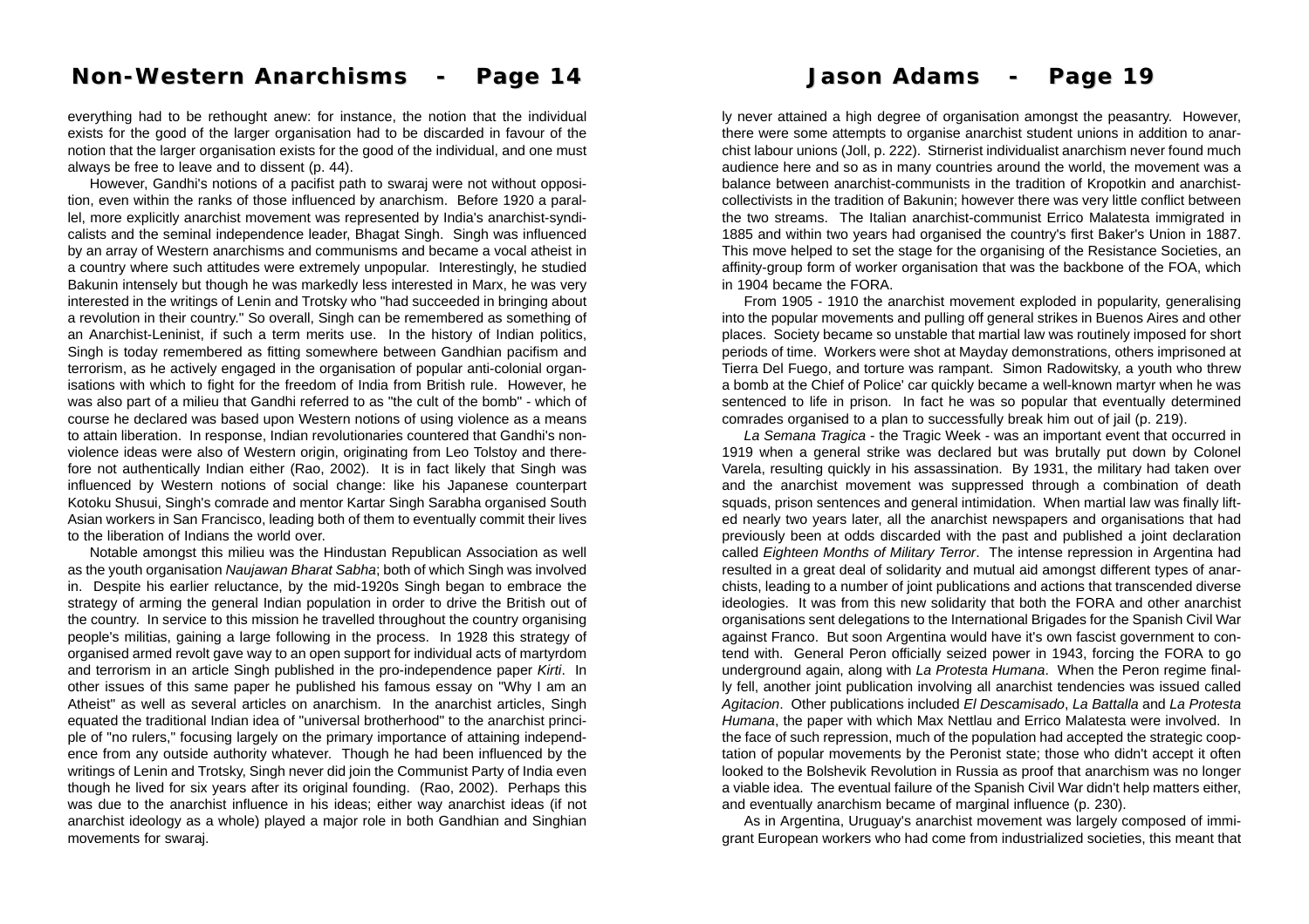everything had to be rethought anew: for instance, the notion that the individual exists for the good of the larger organisation had to be discarded in favour of the notion that the larger organisation exists for the good of the individual, and one must always be free to leave and to dissent (p. 44).

However, Gandhi's notions of a pacifist path to swaraj were not without opposition, even within the ranks of those influenced by anarchism. Before 1920 a parallel, more explicitly anarchist movement was represented by India's anarchist-syndicalists and the seminal independence leader, Bhagat Singh. Singh was influenced by an array of Western anarchisms and communisms and became a vocal atheist in a country where such attitudes were extremely unpopular. Interestingly, he studied Bakunin intensely but though he was markedly less interested in Marx, he was very interested in the writings of Lenin and Trotsky who "had succeeded in bringing about a revolution in their country." So overall, Singh can be remembered as something of an Anarchist-Leninist, if such a term merits use. In the history of Indian politics, Singh is today remembered as fitting somewhere between Gandhian pacifism and terrorism, as he actively engaged in the organisation of popular anti-colonial organisations with which to fight for the freedom of India from British rule. However, he was also part of a milieu that Gandhi referred to as "the cult of the bomb" - which of course he declared was based upon Western notions of using violence as a means to attain liberation. In response, Indian revolutionaries countered that Gandhi's non-violence ideas were also of Western origin, originating from Leo Tolstoy and therefore not authentically Indian either (Rao, 2002). It is in fact likely that Singh was influenced by Western notions of social change: like his Japanese counterpart Kotoku Shusui, Singh's comrade and mentor Kartar Singh Sarabha organised South Asian workers in San Francisco, leading both of them to eventually commit their lives to the liberation of Indians the world over.

Notable amongst this milieu was the Hindustan Republican Association as well as the youth organisation *Naujawan Bharat Sabha*; both of which Singh was involved in. Despite his earlier reluctance, by the mid-1920s Singh began to embrace the strategy of arming the general Indian population in order to drive the British out of the country. In service to this mission he travelled throughout the country organising people's militias, gaining a large following in the process. In 1928 this strategy of organised armed revolt gave way to an open support for individual acts of martyrdom and terrorism in an article Singh published in the pro-independence paper *Kirti*. In other issues of this same paper he published his famous essay on "Why I am an Atheist" as well as several articles on anarchism. In the anarchist articles, Singh equated the traditional Indian idea of "universal brotherhood" to the anarchist principle of "no rulers," focusing largely on the primary importance of attaining independence from any outside authority whatever. Though he had been influenced by the writings of Lenin and Trotsky, Singh never did join the Communist Party of India even though he lived for six years after its original founding. (Rao, 2002). Perhaps this was due to the anarchist influence in his ideas; either way anarchist ideas (if not anarchist ideology as a whole) played a major role in both Gandhian and Singhian movements for swaraj.

ly never attained a high degree of organisation amongst the peasantry. However, there were some attempts to organise anarchist student unions in addition to anarchist labour unions (Joll, p. 222). Stirnerist individualist anarchism never found much audience here and so as in many countries around the world, the movement was a balance between anarchist-communists in the tradition of Kropotkin and anarchist-collectivists in the tradition of Bakunin; however there was very little conflict between the two streams. The Italian anarchist-communist Errico Malatesta immigrated in 1885 and within two years had organised the country's first Baker's Union in 1887. This move helped to set the stage for the organising of the Resistance Societies, an affinity-group form of worker organisation that was the backbone of the FOA, which in 1904 became the FORA.

From 1905 - 1910 the anarchist movement exploded in popularity, generalising into the popular movements and pulling off general strikes in Buenos Aires and other places. Society became so unstable that martial law was routinely imposed for short periods of time. Workers were shot at Mayday demonstrations, others imprisoned at Tierra Del Fuego, and torture was rampant. Simon Radowitsky, a youth who threw a bomb at the Chief of Police' car quickly became a well-known martyr when he was sentenced to life in prison. In fact he was so popular that eventually determined comrades organised to a plan to successfully break him out of jail (p. 219).

*La Semana Tragica* - the Tragic Week - was an important event that occurred in 1919 when a general strike was declared but was brutally put down by Colonel Varela, resulting quickly in his assassination. By 1931, the military had taken over and the anarchist movement was suppressed through a combination of death squads, prison sentences and general intimidation. When martial law was finally lifted nearly two years later, all the anarchist newspapers and organisations that had previously been at odds discarded with the past and published a joint declaration called *Eighteen Months of Military Terror*. The intense repression in Argentina had resulted in a great deal of solidarity and mutual aid amongst different types of anarchists, leading to a number of joint publications and actions that transcended diverse ideologies. It was from this new solidarity that both the FORA and other anarchist organisations sent delegations to the International Brigades for the Spanish Civil War against Franco. But soon Argentina would have it's own fascist government to contend with. General Peron officially seized power in 1943, forcing the FORA to go underground again, along with *La Protesta Humana*. When the Peron regime finally fell, another joint publication involving all anarchist tendencies was issued called *Agitacion*. Other publications included *El Descamisado*, *La Battalla* and *La Protesta Humana*, the paper with which Max Nettlau and Errico Malatesta were involved. In the face of such repression, much of the population had accepted the strategic cooptation of popular movements by the Peronist state; those who didn't accept it often looked to the Bolshevik Revolution in Russia as proof that anarchism was no longer a viable idea. The eventual failure of the Spanish Civil War didn't help matters either, and eventually anarchism became of marginal influence (p. 230).

As in Argentina, Uruguay's anarchist movement was largely composed of immigrant European workers who had come from industrialized societies, this meant that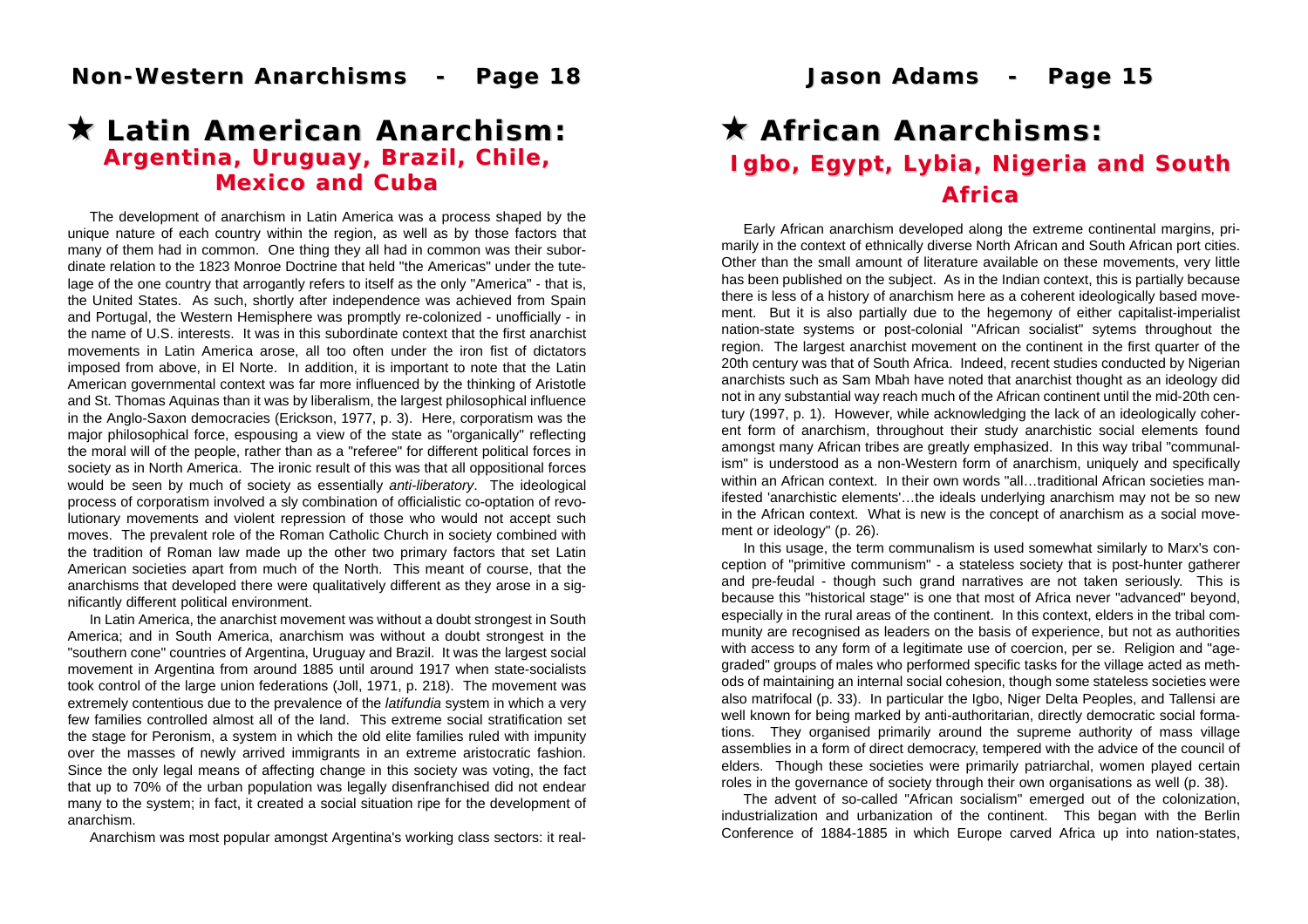# ★ Latin American Anarchism: Argentina, Uruguay, Brazil, Chile, Mexico and Cuba

The development of anarchism in Latin America was a process shaped by the unique nature of each country within the region, as well as by those factors that many of them had in common. One thing they all had in common was their subordinate relation to the 1823 Monroe Doctrine that held "the Americas" under the tutelage of the one country that arrogantly refers to itself as the only "America" - that is, the United States. As such, shortly after independence was achieved from Spain and Portugal, the Western Hemisphere was promptly re-colonized - unofficially - in the name of U.S. interests. It was in this subordinate context that the first anarchist movements in Latin America arose, all too often under the iron fist of dictators imposed from above, in El Norte. In addition, it is important to note that the Latin American governmental context was far more influenced by the thinking of Aristotle and St. Thomas Aquinas than it was by liberalism, the largest philosophical influence in the Anglo-Saxon democracies (Erickson, 1977, p. 3). Here, corporatism was the major philosophical force, espousing a view of the state as "organically" reflecting the moral will of the people, rather than as a "referee" for different political forces in society as in North America. The ironic result of this was that all oppositional forces would be seen by much of society as essentially *anti-liberatory*. The ideological process of corporatism involved a sly combination of officialistic co-optation of revolutionary movements and violent repression of those who would not accept such moves. The prevalent role of the Roman Catholic Church in society combined with the tradition of Roman law made up the other two primary factors that set Latin American societies apart from much of the North. This meant of course, that the anarchisms that developed there were qualitatively different as they arose in a significantly different political environment.

In Latin America, the anarchist movement was without a doubt strongest in South America; and in South America, anarchism was without a doubt strongest in the "southern cone" countries of Argentina, Uruguay and Brazil. It was the largest social movement in Argentina from around 1885 until around 1917 when state-socialists took control of the large union federations (Joll, 1971, p. 218). The movement was extremely contentious due to the prevalence of the *latifundia* system in which a very few families controlled almost all of the land. This extreme social stratification set the stage for Peronism, a system in which the old elite families ruled with impunity over the masses of newly arrived immigrants in an extreme aristocratic fashion. Since the only legal means of affecting change in this society was voting, the fact that up to 70% of the urban population was legally disenfranchised did not endear many to the system; in fact, it created a social situation ripe for the development of anarchism.

Anarchism was most popular amongst Argentina's working class sectors: it real-

# ★ African Anarchisms: Igbo, Egypt, Lybia, Nigeria and South Africa

Early African anarchism developed along the extreme continental margins, primarily in the context of ethnically diverse North African and South African port cities. Other than the small amount of literature available on these movements, very little has been published on the subject. As in the Indian context, this is partially because there is less of a history of anarchism here as a coherent ideologically based movement. But it is also partially due to the hegemony of either capitalist-imperialist nation-state systems or post-colonial "African socialist" sytems throughout the region. The largest anarchist movement on the continent in the first quarter of the 20th century was that of South Africa. Indeed, recent studies conducted by Nigerian anarchists such as Sam Mbah have noted that anarchist thought as an ideology did not in any substantial way reach much of the African continent until the mid-20th century (1997, p. 1). However, while acknowledging the lack of an ideologically coherent form of anarchism, throughout their study anarchistic social elements found amongst many African tribes are greatly emphasized. In this way tribal "communalism" is understood as a non-Western form of anarchism, uniquely and specifically within an African context. In their own words "all…traditional African societies manifested 'anarchistic elements'…the ideals underlying anarchism may not be so new in the African context. What is new is the concept of anarchism as a social movement or ideology" (p. 26).

In this usage, the term communalism is used somewhat similarly to Marx's conception of "primitive communism" - a stateless society that is post-hunter gatherer and pre-feudal - though such grand narratives are not taken seriously. This is because this "historical stage" is one that most of Africa never "advanced" beyond, especially in the rural areas of the continent. In this context, elders in the tribal community are recognised as leaders on the basis of experience, but not as authorities with access to any form of a legitimate use of coercion, per se. Religion and "age-graded" groups of males who performed specific tasks for the village acted as methods of maintaining an internal social cohesion, though some stateless societies were also matrifocal (p. 33). In particular the Igbo, Niger Delta Peoples, and Tallensi are well known for being marked by anti-authoritarian, directly democratic social formations. They organised primarily around the supreme authority of mass village assemblies in a form of direct democracy, tempered with the advice of the council of elders. Though these societies were primarily patriarchal, women played certain roles in the governance of society through their own organisations as well (p. 38).

The advent of so-called "African socialism" emerged out of the colonization, industrialization and urbanization of the continent. This began with the Berlin Conference of 1884-1885 in which Europe carved Africa up into nation-states,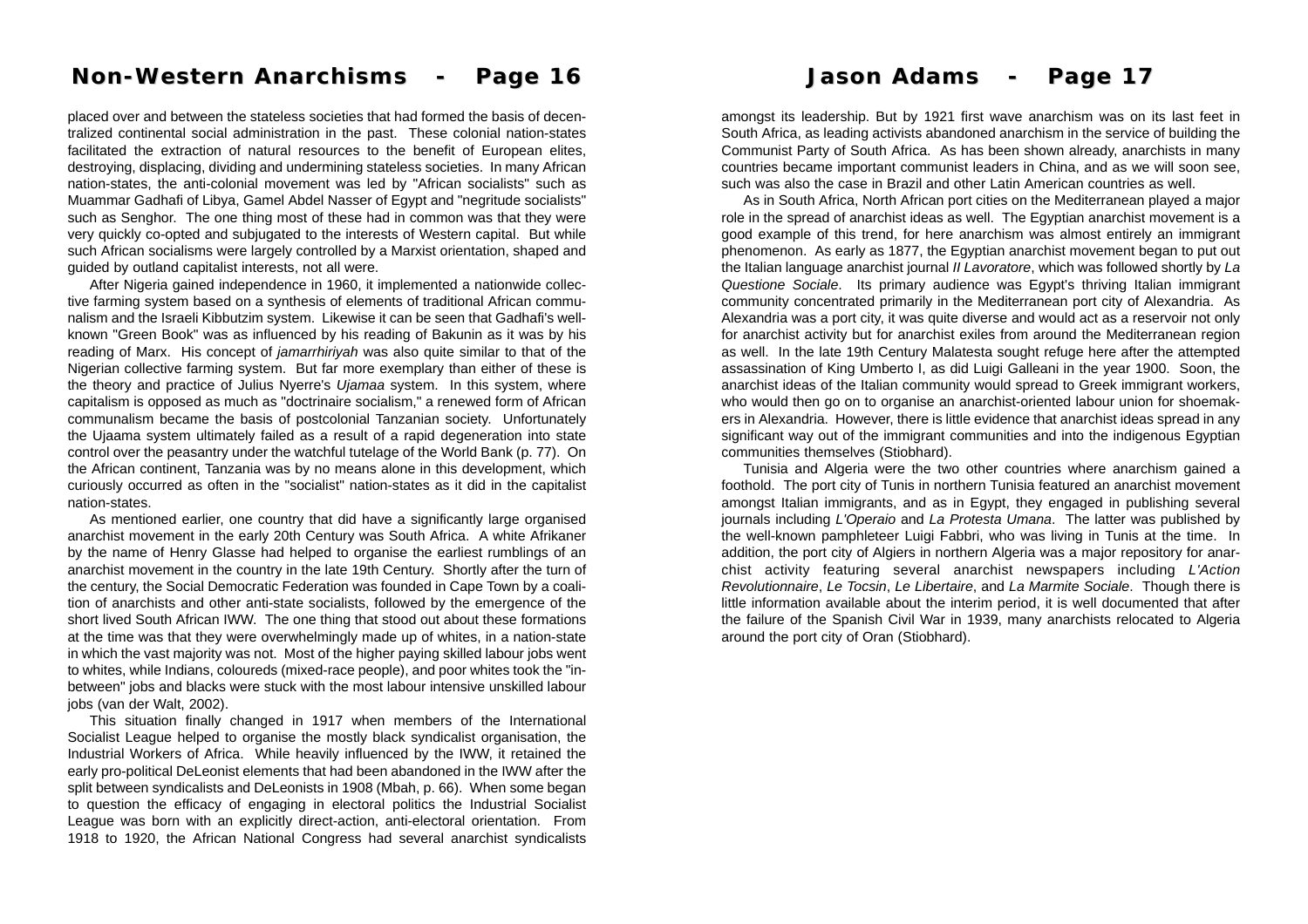placed over and between the stateless societies that had formed the basis of decentralized continental social administration in the past. These colonial nation-states facilitated the extraction of natural resources to the benefit of European elites, destroying, displacing, dividing and undermining stateless societies. In many African nation-states, the anti-colonial movement was led by "African socialists" such as Muammar Gadhafi of Libya, Gamel Abdel Nasser of Egypt and "negritude socialists" such as Senghor. The one thing most of these had in common was that they were very quickly co-opted and subjugated to the interests of Western capital. But while such African socialisms were largely controlled by a Marxist orientation, shaped and guided by outland capitalist interests, not all were.

After Nigeria gained independence in 1960, it implemented a nationwide collective farming system based on a synthesis of elements of traditional African communalism and the Israeli Kibbutzim system. Likewise it can be seen that Gadhafi's well-known "Green Book" was as influenced by his reading of Bakunin as it was by his reading of Marx. His concept of *jamarrhiriyah* was also quite similar to that of the Nigerian collective farming system. But far more exemplary than either of these is the theory and practice of Julius Nyerre's *Ujamaa* system. In this system, where capitalism is opposed as much as "doctrinaire socialism," a renewed form of African communalism became the basis of postcolonial Tanzanian society. Unfortunately the Ujaama system ultimately failed as a result of a rapid degeneration into state control over the peasantry under the watchful tutelage of the World Bank (p. 77). On the African continent, Tanzania was by no means alone in this development, which curiously occurred as often in the "socialist" nation-states as it did in the capitalist nation-states.

As mentioned earlier, one country that did have a significantly large organised anarchist movement in the early 20th Century was South Africa. A white Afrikaner by the name of Henry Glasse had helped to organise the earliest rumblings of an anarchist movement in the country in the late 19th Century. Shortly after the turn of the century, the Social Democratic Federation was founded in Cape Town by a coalition of anarchists and other anti-state socialists, followed by the emergence of the short lived South African IWW. The one thing that stood out about these formations at the time was that they were overwhelmingly made up of whites, in a nation-state in which the vast majority was not. Most of the higher paying skilled labour jobs went to whites, while Indians, coloureds (mixed-race people), and poor whites took the "in-between" jobs and blacks were stuck with the most labour intensive unskilled labour jobs (van der Walt, 2002).

This situation finally changed in 1917 when members of the International Socialist League helped to organise the mostly black syndicalist organisation, the Industrial Workers of Africa. While heavily influenced by the IWW, it retained the early pro-political DeLeonist elements that had been abandoned in the IWW after the split between syndicalists and DeLeonists in 1908 (Mbah, p. 66). When some began to question the efficacy of engaging in electoral politics the Industrial Socialist League was born with an explicitly direct-action, anti-electoral orientation. From 1918 to 1920, the African National Congress had several anarchist syndicalists amongst its leadership. But by 1921 first wave anarchism was on its last feet in South Africa, as leading activists abandoned anarchism in the service of building the Communist Party of South Africa. As has been shown already, anarchists in many countries became important communist leaders in China, and as we will soon see, such was also the case in Brazil and other Latin American countries as well.

As in South Africa, North African port cities on the Mediterranean played a major role in the spread of anarchist ideas as well. The Egyptian anarchist movement is a good example of this trend, for here anarchism was almost entirely an immigrant phenomenon. As early as 1877, the Egyptian anarchist movement began to put out the Italian language anarchist journal *Il Lavoratore*, which was followed shortly by *La Questione Sociale*. Its primary audience was Egypt's thriving Italian immigrant community concentrated primarily in the Mediterranean port city of Alexandria. As Alexandria was a port city, it was quite diverse and would act as a reservoir not only for anarchist activity but for anarchist exiles from around the Mediterranean region as well. In the late 19th Century Malatesta sought refuge here after the attempted assassination of King Umberto I, as did Luigi Galleani in the year 1900. Soon, the anarchist ideas of the Italian community would spread to Greek immigrant workers, who would then go on to organise an anarchist-oriented labour union for shoemakers in Alexandria. However, there is little evidence that anarchist ideas spread in any significant way out of the immigrant communities and into the indigenous Egyptian communities themselves (Stiobhard).

Tunisia and Algeria were the two other countries where anarchism gained a foothold. The port city of Tunis in northern Tunisia featured an anarchist movement amongst Italian immigrants, and as in Egypt, they engaged in publishing several journals including *L'Operaio* and *La Protesta Umana*. The latter was published by the well-known pamphleteer Luigi Fabbri, who was living in Tunis at the time. In addition, the port city of Algiers in northern Algeria was a major repository for anarchist activity featuring several anarchist newspapers including *L'Action Revolutionnaire*, *Le Tocsin*, *Le Libertaire*, and *La Marmite Sociale*. Though there is little information available about the interim period, it is well documented that after the failure of the Spanish Civil War in 1939, many anarchists relocated to Algeria around the port city of Oran (Stiobhard).